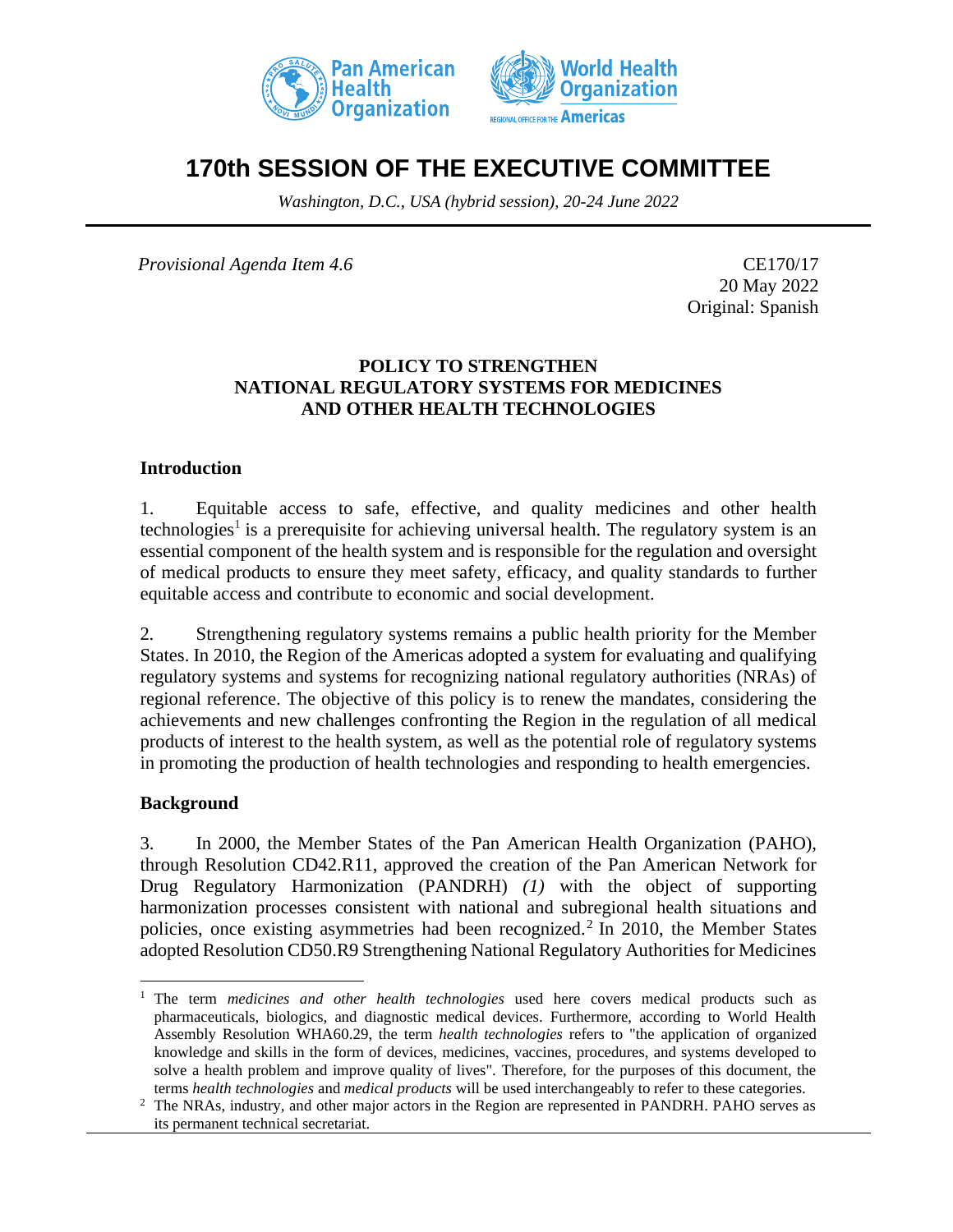# 170th SESSION OF THE EXECUTIVE COMMITTEE

*Washington, D.C., USA (hybrid session), 20-24 June 2022*

*Provisional Agenda Item 4.6*

CE170/17
20 May 2022
Original: Spanish

## POLICY TO STRENGTHEN NATIONAL REGULATORY SYSTEMS FOR MEDICINES AND OTHER HEALTH TECHNOLOGIES

### Introduction

1. Equitable access to safe, effective, and quality medicines and other health technologies[1] is a prerequisite for achieving universal health. The regulatory system is an essential component of the health system and is responsible for the regulation and oversight of medical products to ensure they meet safety, efficacy, and quality standards to further equitable access and contribute to economic and social development.

2. Strengthening regulatory systems remains a public health priority for the Member States. In 2010, the Region of the Americas adopted a system for evaluating and qualifying regulatory systems and systems for recognizing national regulatory authorities (NRAs) of regional reference. The objective of this policy is to renew the mandates, considering the achievements and new challenges confronting the Region in the regulation of all medical products of interest to the health system, as well as the potential role of regulatory systems in promoting the production of health technologies and responding to health emergencies.

### Background

3. In 2000, the Member States of the Pan American Health Organization (PAHO), through Resolution CD42.R11, approved the creation of the Pan American Network for Drug Regulatory Harmonization (PANDRH) *(1)* with the object of supporting harmonization processes consistent with national and subregional health situations and policies, once existing asymmetries had been recognized.[2] In 2010, the Member States adopted Resolution CD50.R9 Strengthening National Regulatory Authorities for Medicines

---

[1] The term *medicines and other health technologies* used here covers medical products such as pharmaceuticals, biologics, and diagnostic medical devices. Furthermore, according to World Health Assembly Resolution WHA60.29, the term *health technologies* refers to "the application of organized knowledge and skills in the form of devices, medicines, vaccines, procedures, and systems developed to solve a health problem and improve quality of lives". Therefore, for the purposes of this document, the terms *health technologies* and *medical products* will be used interchangeably to refer to these categories.

[2] The NRAs, industry, and other major actors in the Region are represented in PANDRH. PAHO serves as its permanent technical secretariat.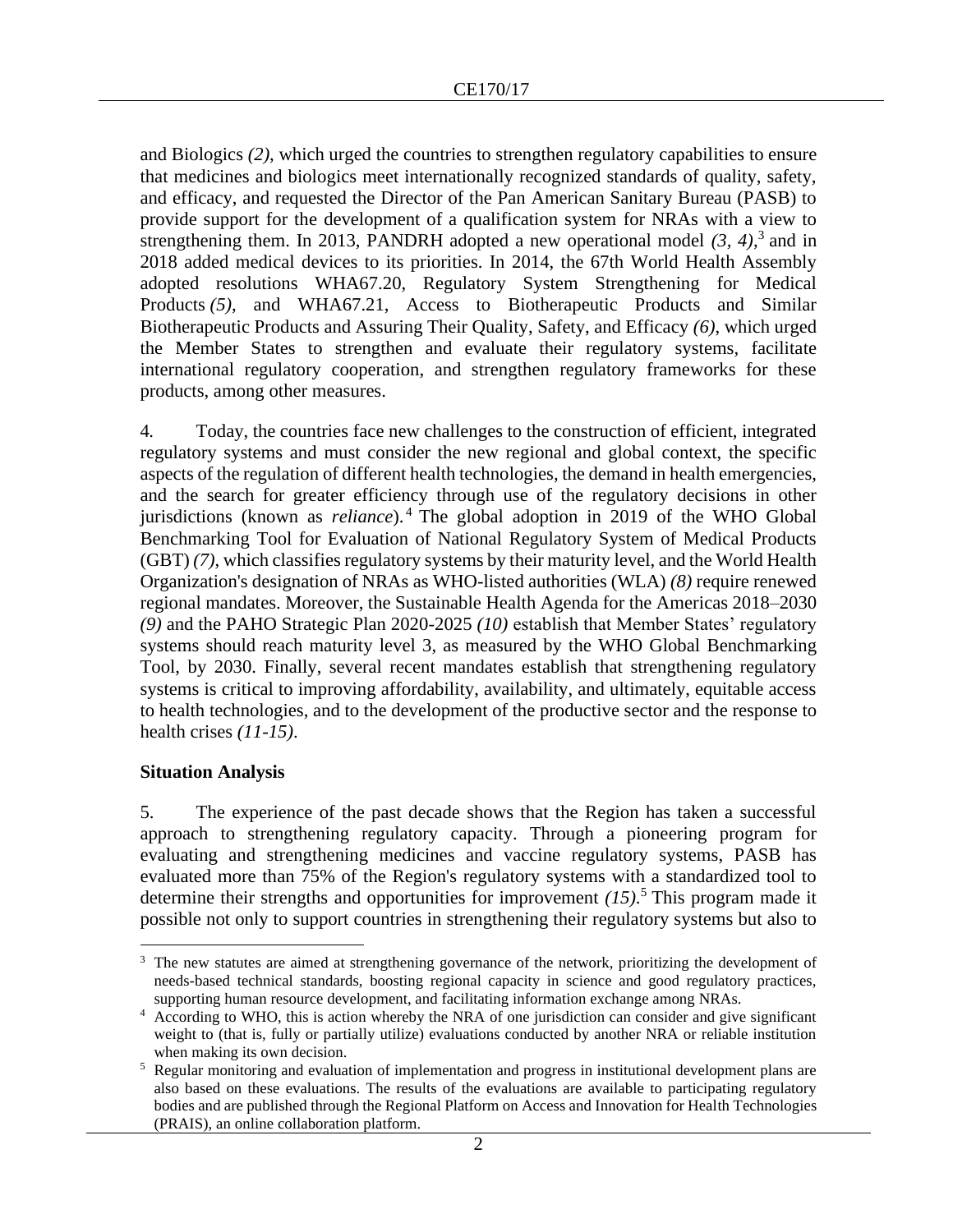and Biologics *(2)*, which urged the countries to strengthen regulatory capabilities to ensure that medicines and biologics meet internationally recognized standards of quality, safety, and efficacy, and requested the Director of the Pan American Sanitary Bureau (PASB) to provide support for the development of a qualification system for NRAs with a view to strengthening them. In 2013, PANDRH adopted a new operational model *(3, 4)*,[3] and in 2018 added medical devices to its priorities. In 2014, the 67th World Health Assembly adopted resolutions WHA67.20, Regulatory System Strengthening for Medical Products *(5)*, and WHA67.21, Access to Biotherapeutic Products and Similar Biotherapeutic Products and Assuring Their Quality, Safety, and Efficacy *(6)*, which urged the Member States to strengthen and evaluate their regulatory systems, facilitate international regulatory cooperation, and strengthen regulatory frameworks for these products, among other measures.

4. Today, the countries face new challenges to the construction of efficient, integrated regulatory systems and must consider the new regional and global context, the specific aspects of the regulation of different health technologies, the demand in health emergencies, and the search for greater efficiency through use of the regulatory decisions in other jurisdictions (known as *reliance*).[4] The global adoption in 2019 of the WHO Global Benchmarking Tool for Evaluation of National Regulatory System of Medical Products (GBT) *(7)*, which classifies regulatory systems by their maturity level, and the World Health Organization's designation of NRAs as WHO-listed authorities (WLA) *(8)* require renewed regional mandates. Moreover, the Sustainable Health Agenda for the Americas 2018–2030 *(9)* and the PAHO Strategic Plan 2020-2025 *(10)* establish that Member States' regulatory systems should reach maturity level 3, as measured by the WHO Global Benchmarking Tool, by 2030. Finally, several recent mandates establish that strengthening regulatory systems is critical to improving affordability, availability, and ultimately, equitable access to health technologies, and to the development of the productive sector and the response to health crises *(11-15)*.

**Situation Analysis**

5. The experience of the past decade shows that the Region has taken a successful approach to strengthening regulatory capacity. Through a pioneering program for evaluating and strengthening medicines and vaccine regulatory systems, PASB has evaluated more than 75% of the Region's regulatory systems with a standardized tool to determine their strengths and opportunities for improvement *(15)*.[5] This program made it possible not only to support countries in strengthening their regulatory systems but also to

---

[3] The new statutes are aimed at strengthening governance of the network, prioritizing the development of needs-based technical standards, boosting regional capacity in science and good regulatory practices, supporting human resource development, and facilitating information exchange among NRAs.

[4] According to WHO, this is action whereby the NRA of one jurisdiction can consider and give significant weight to (that is, fully or partially utilize) evaluations conducted by another NRA or reliable institution when making its own decision.

[5] Regular monitoring and evaluation of implementation and progress in institutional development plans are also based on these evaluations. The results of the evaluations are available to participating regulatory bodies and are published through the Regional Platform on Access and Innovation for Health Technologies (PRAIS), an online collaboration platform.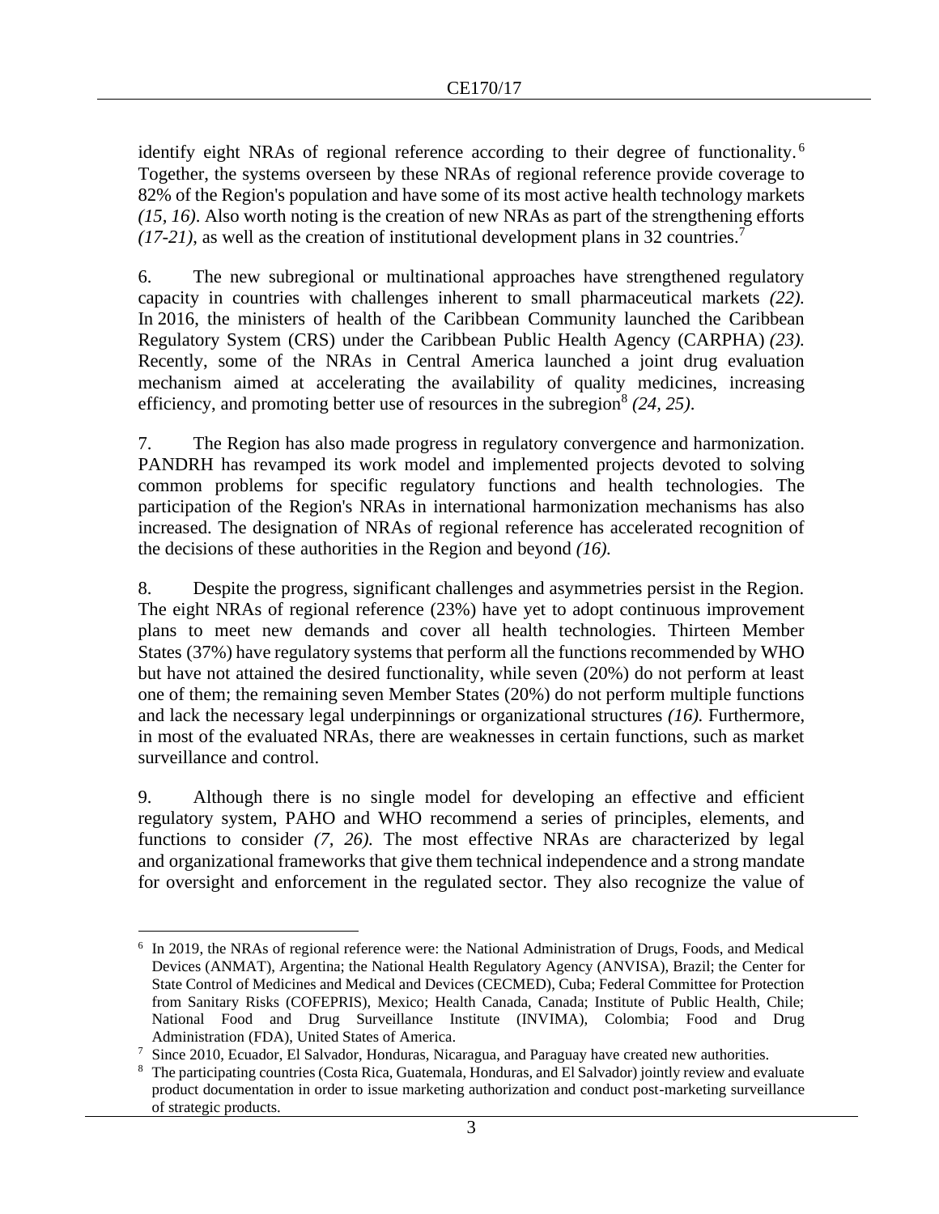identify eight NRAs of regional reference according to their degree of functionality.[6] Together, the systems overseen by these NRAs of regional reference provide coverage to 82% of the Region's population and have some of its most active health technology markets *(15, 16)*. Also worth noting is the creation of new NRAs as part of the strengthening efforts *(17-21)*, as well as the creation of institutional development plans in 32 countries.[7]

6. The new subregional or multinational approaches have strengthened regulatory capacity in countries with challenges inherent to small pharmaceutical markets *(22).* In 2016, the ministers of health of the Caribbean Community launched the Caribbean Regulatory System (CRS) under the Caribbean Public Health Agency (CARPHA) *(23).* Recently, some of the NRAs in Central America launched a joint drug evaluation mechanism aimed at accelerating the availability of quality medicines, increasing efficiency, and promoting better use of resources in the subregion[8] *(24, 25)*.

7. The Region has also made progress in regulatory convergence and harmonization. PANDRH has revamped its work model and implemented projects devoted to solving common problems for specific regulatory functions and health technologies. The participation of the Region's NRAs in international harmonization mechanisms has also increased. The designation of NRAs of regional reference has accelerated recognition of the decisions of these authorities in the Region and beyond *(16).*

8. Despite the progress, significant challenges and asymmetries persist in the Region. The eight NRAs of regional reference (23%) have yet to adopt continuous improvement plans to meet new demands and cover all health technologies. Thirteen Member States (37%) have regulatory systems that perform all the functions recommended by WHO but have not attained the desired functionality, while seven (20%) do not perform at least one of them; the remaining seven Member States (20%) do not perform multiple functions and lack the necessary legal underpinnings or organizational structures *(16).* Furthermore, in most of the evaluated NRAs, there are weaknesses in certain functions, such as market surveillance and control.

9. Although there is no single model for developing an effective and efficient regulatory system, PAHO and WHO recommend a series of principles, elements, and functions to consider *(7, 26).* The most effective NRAs are characterized by legal and organizational frameworks that give them technical independence and a strong mandate for oversight and enforcement in the regulated sector. They also recognize the value of

---

[6] In 2019, the NRAs of regional reference were: the National Administration of Drugs, Foods, and Medical Devices (ANMAT), Argentina; the National Health Regulatory Agency (ANVISA), Brazil; the Center for State Control of Medicines and Medical and Devices (CECMED), Cuba; Federal Committee for Protection from Sanitary Risks (COFEPRIS), Mexico; Health Canada, Canada; Institute of Public Health, Chile; National Food and Drug Surveillance Institute (INVIMA), Colombia; Food and Drug Administration (FDA), United States of America.

[7] Since 2010, Ecuador, El Salvador, Honduras, Nicaragua, and Paraguay have created new authorities.

[8] The participating countries (Costa Rica, Guatemala, Honduras, and El Salvador) jointly review and evaluate product documentation in order to issue marketing authorization and conduct post-marketing surveillance of strategic products.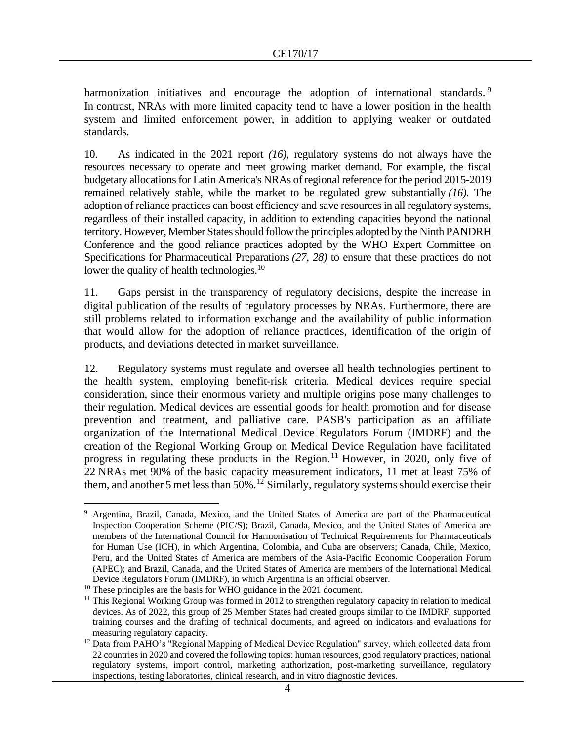harmonization initiatives and encourage the adoption of international standards.[9] In contrast, NRAs with more limited capacity tend to have a lower position in the health system and limited enforcement power, in addition to applying weaker or outdated standards.

10. As indicated in the 2021 report *(16)*, regulatory systems do not always have the resources necessary to operate and meet growing market demand. For example, the fiscal budgetary allocations for Latin America's NRAs of regional reference for the period 2015-2019 remained relatively stable, while the market to be regulated grew substantially *(16)*. The adoption of reliance practices can boost efficiency and save resources in all regulatory systems, regardless of their installed capacity, in addition to extending capacities beyond the national territory. However, Member States should follow the principles adopted by the Ninth PANDRH Conference and the good reliance practices adopted by the WHO Expert Committee on Specifications for Pharmaceutical Preparations *(27, 28)* to ensure that these practices do not lower the quality of health technologies.[10]

11. Gaps persist in the transparency of regulatory decisions, despite the increase in digital publication of the results of regulatory processes by NRAs. Furthermore, there are still problems related to information exchange and the availability of public information that would allow for the adoption of reliance practices, identification of the origin of products, and deviations detected in market surveillance.

12. Regulatory systems must regulate and oversee all health technologies pertinent to the health system, employing benefit-risk criteria. Medical devices require special consideration, since their enormous variety and multiple origins pose many challenges to their regulation. Medical devices are essential goods for health promotion and for disease prevention and treatment, and palliative care. PASB's participation as an affiliate organization of the International Medical Device Regulators Forum (IMDRF) and the creation of the Regional Working Group on Medical Device Regulation have facilitated progress in regulating these products in the Region.[11] However, in 2020, only five of 22 NRAs met 90% of the basic capacity measurement indicators, 11 met at least 75% of them, and another 5 met less than 50%.[12] Similarly, regulatory systems should exercise their

---

[9] Argentina, Brazil, Canada, Mexico, and the United States of America are part of the Pharmaceutical Inspection Cooperation Scheme (PIC/S); Brazil, Canada, Mexico, and the United States of America are members of the International Council for Harmonisation of Technical Requirements for Pharmaceuticals for Human Use (ICH), in which Argentina, Colombia, and Cuba are observers; Canada, Chile, Mexico, Peru, and the United States of America are members of the Asia-Pacific Economic Cooperation Forum (APEC); and Brazil, Canada, and the United States of America are members of the International Medical Device Regulators Forum (IMDRF), in which Argentina is an official observer.

[10] These principles are the basis for WHO guidance in the 2021 document.

[11] This Regional Working Group was formed in 2012 to strengthen regulatory capacity in relation to medical devices. As of 2022, this group of 25 Member States had created groups similar to the IMDRF, supported training courses and the drafting of technical documents, and agreed on indicators and evaluations for measuring regulatory capacity.

[12] Data from PAHO's "Regional Mapping of Medical Device Regulation" survey, which collected data from 22 countries in 2020 and covered the following topics: human resources, good regulatory practices, national regulatory systems, import control, marketing authorization, post-marketing surveillance, regulatory inspections, testing laboratories, clinical research, and in vitro diagnostic devices.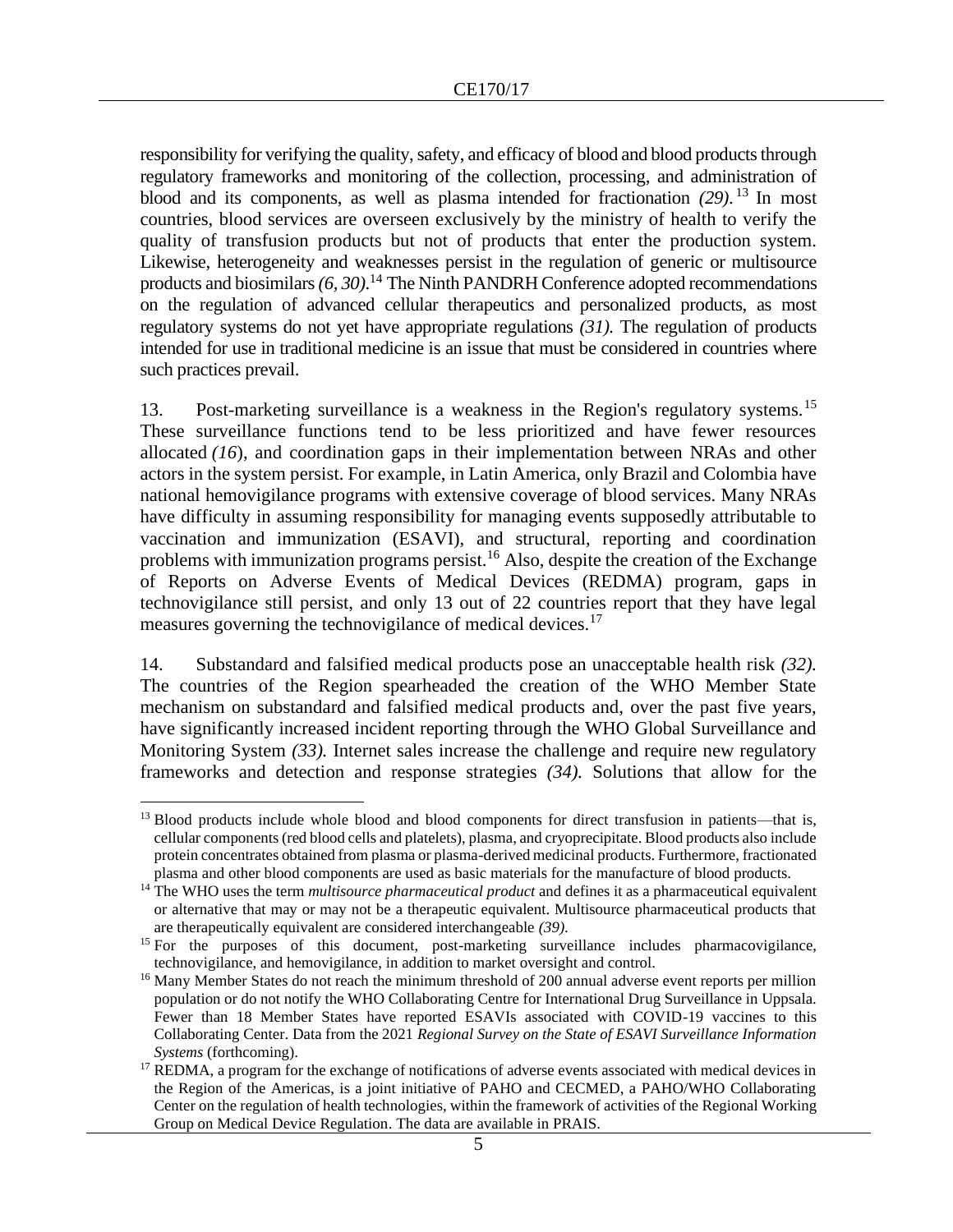responsibility for verifying the quality, safety, and efficacy of blood and blood products through regulatory frameworks and monitoring of the collection, processing, and administration of blood and its components, as well as plasma intended for fractionation *(29)*.[13] In most countries, blood services are overseen exclusively by the ministry of health to verify the quality of transfusion products but not of products that enter the production system. Likewise, heterogeneity and weaknesses persist in the regulation of generic or multisource products and biosimilars *(6, 30)*.[14] The Ninth PANDRH Conference adopted recommendations on the regulation of advanced cellular therapeutics and personalized products, as most regulatory systems do not yet have appropriate regulations *(31)*. The regulation of products intended for use in traditional medicine is an issue that must be considered in countries where such practices prevail.

13. Post-marketing surveillance is a weakness in the Region's regulatory systems.[15] These surveillance functions tend to be less prioritized and have fewer resources allocated *(16*), and coordination gaps in their implementation between NRAs and other actors in the system persist. For example, in Latin America, only Brazil and Colombia have national hemovigilance programs with extensive coverage of blood services. Many NRAs have difficulty in assuming responsibility for managing events supposedly attributable to vaccination and immunization (ESAVI), and structural, reporting and coordination problems with immunization programs persist.[16] Also, despite the creation of the Exchange of Reports on Adverse Events of Medical Devices (REDMA) program, gaps in technovigilance still persist, and only 13 out of 22 countries report that they have legal measures governing the technovigilance of medical devices.[17]

14. Substandard and falsified medical products pose an unacceptable health risk *(32)*. The countries of the Region spearheaded the creation of the WHO Member State mechanism on substandard and falsified medical products and, over the past five years, have significantly increased incident reporting through the WHO Global Surveillance and Monitoring System *(33)*. Internet sales increase the challenge and require new regulatory frameworks and detection and response strategies *(34)*. Solutions that allow for the

---

[13] Blood products include whole blood and blood components for direct transfusion in patients—that is, cellular components (red blood cells and platelets), plasma, and cryoprecipitate. Blood products also include protein concentrates obtained from plasma or plasma-derived medicinal products. Furthermore, fractionated plasma and other blood components are used as basic materials for the manufacture of blood products.

[14] The WHO uses the term *multisource pharmaceutical product* and defines it as a pharmaceutical equivalent or alternative that may or may not be a therapeutic equivalent. Multisource pharmaceutical products that are therapeutically equivalent are considered interchangeable *(39)*.

[15] For the purposes of this document, post-marketing surveillance includes pharmacovigilance, technovigilance, and hemovigilance, in addition to market oversight and control.

[16] Many Member States do not reach the minimum threshold of 200 annual adverse event reports per million population or do not notify the WHO Collaborating Centre for International Drug Surveillance in Uppsala. Fewer than 18 Member States have reported ESAVIs associated with COVID-19 vaccines to this Collaborating Center. Data from the 2021 *Regional Survey on the State of ESAVI Surveillance Information Systems* (forthcoming).

[17] REDMA, a program for the exchange of notifications of adverse events associated with medical devices in the Region of the Americas, is a joint initiative of PAHO and CECMED, a PAHO/WHO Collaborating Center on the regulation of health technologies, within the framework of activities of the Regional Working Group on Medical Device Regulation. The data are available in PRAIS.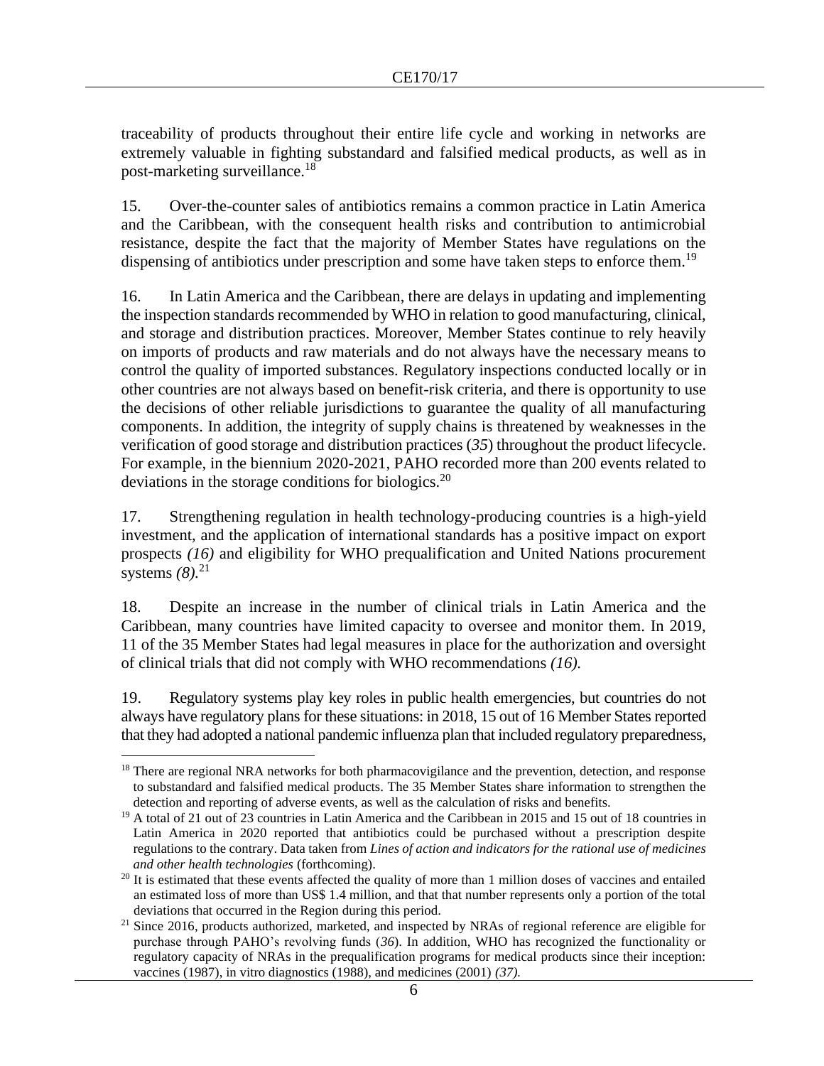traceability of products throughout their entire life cycle and working in networks are extremely valuable in fighting substandard and falsified medical products, as well as in post-marketing surveillance.[18]

15. Over-the-counter sales of antibiotics remains a common practice in Latin America and the Caribbean, with the consequent health risks and contribution to antimicrobial resistance, despite the fact that the majority of Member States have regulations on the dispensing of antibiotics under prescription and some have taken steps to enforce them.[19]

16. In Latin America and the Caribbean, there are delays in updating and implementing the inspection standards recommended by WHO in relation to good manufacturing, clinical, and storage and distribution practices. Moreover, Member States continue to rely heavily on imports of products and raw materials and do not always have the necessary means to control the quality of imported substances. Regulatory inspections conducted locally or in other countries are not always based on benefit-risk criteria, and there is opportunity to use the decisions of other reliable jurisdictions to guarantee the quality of all manufacturing components. In addition, the integrity of supply chains is threatened by weaknesses in the verification of good storage and distribution practices (*35*) throughout the product lifecycle. For example, in the biennium 2020-2021, PAHO recorded more than 200 events related to deviations in the storage conditions for biologics.[20]

17. Strengthening regulation in health technology-producing countries is a high-yield investment, and the application of international standards has a positive impact on export prospects *(16)* and eligibility for WHO prequalification and United Nations procurement systems *(8)*.[21]

18. Despite an increase in the number of clinical trials in Latin America and the Caribbean, many countries have limited capacity to oversee and monitor them. In 2019, 11 of the 35 Member States had legal measures in place for the authorization and oversight of clinical trials that did not comply with WHO recommendations *(16)*.

19. Regulatory systems play key roles in public health emergencies, but countries do not always have regulatory plans for these situations: in 2018, 15 out of 16 Member States reported that they had adopted a national pandemic influenza plan that included regulatory preparedness,

---

[18] There are regional NRA networks for both pharmacovigilance and the prevention, detection, and response to substandard and falsified medical products. The 35 Member States share information to strengthen the detection and reporting of adverse events, as well as the calculation of risks and benefits.

[19] A total of 21 out of 23 countries in Latin America and the Caribbean in 2015 and 15 out of 18 countries in Latin America in 2020 reported that antibiotics could be purchased without a prescription despite regulations to the contrary. Data taken from *Lines of action and indicators for the rational use of medicines and other health technologies* (forthcoming).

[20] It is estimated that these events affected the quality of more than 1 million doses of vaccines and entailed an estimated loss of more than US$ 1.4 million, and that that number represents only a portion of the total deviations that occurred in the Region during this period.

[21] Since 2016, products authorized, marketed, and inspected by NRAs of regional reference are eligible for purchase through PAHO's revolving funds (*36*). In addition, WHO has recognized the functionality or regulatory capacity of NRAs in the prequalification programs for medical products since their inception: vaccines (1987), in vitro diagnostics (1988), and medicines (2001) *(37)*.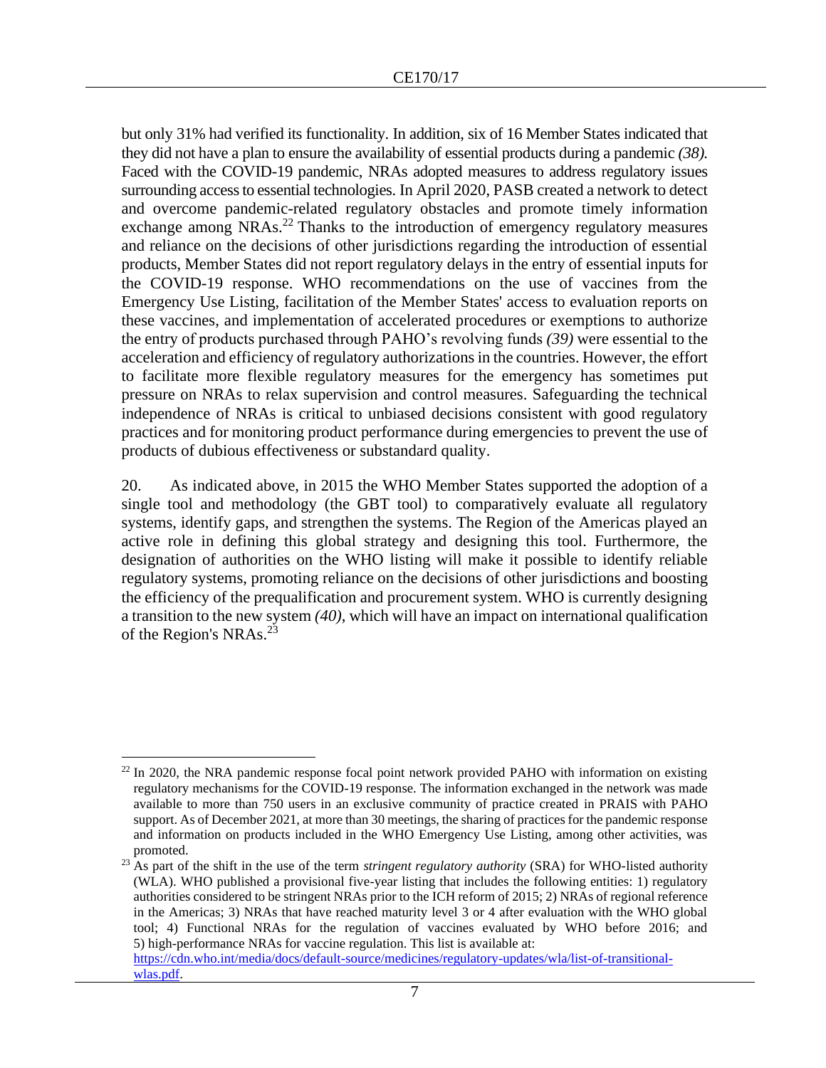but only 31% had verified its functionality. In addition, six of 16 Member States indicated that they did not have a plan to ensure the availability of essential products during a pandemic *(38).* Faced with the COVID-19 pandemic, NRAs adopted measures to address regulatory issues surrounding access to essential technologies. In April 2020, PASB created a network to detect and overcome pandemic-related regulatory obstacles and promote timely information exchange among NRAs.[22] Thanks to the introduction of emergency regulatory measures and reliance on the decisions of other jurisdictions regarding the introduction of essential products, Member States did not report regulatory delays in the entry of essential inputs for the COVID-19 response. WHO recommendations on the use of vaccines from the Emergency Use Listing, facilitation of the Member States' access to evaluation reports on these vaccines, and implementation of accelerated procedures or exemptions to authorize the entry of products purchased through PAHO's revolving funds *(39)* were essential to the acceleration and efficiency of regulatory authorizations in the countries. However, the effort to facilitate more flexible regulatory measures for the emergency has sometimes put pressure on NRAs to relax supervision and control measures. Safeguarding the technical independence of NRAs is critical to unbiased decisions consistent with good regulatory practices and for monitoring product performance during emergencies to prevent the use of products of dubious effectiveness or substandard quality.

20. As indicated above, in 2015 the WHO Member States supported the adoption of a single tool and methodology (the GBT tool) to comparatively evaluate all regulatory systems, identify gaps, and strengthen the systems. The Region of the Americas played an active role in defining this global strategy and designing this tool. Furthermore, the designation of authorities on the WHO listing will make it possible to identify reliable regulatory systems, promoting reliance on the decisions of other jurisdictions and boosting the efficiency of the prequalification and procurement system. WHO is currently designing a transition to the new system *(40)*, which will have an impact on international qualification of the Region's NRAs.[23]

---

[22] In 2020, the NRA pandemic response focal point network provided PAHO with information on existing regulatory mechanisms for the COVID-19 response. The information exchanged in the network was made available to more than 750 users in an exclusive community of practice created in PRAIS with PAHO support. As of December 2021, at more than 30 meetings, the sharing of practices for the pandemic response and information on products included in the WHO Emergency Use Listing, among other activities, was promoted.

[23] As part of the shift in the use of the term *stringent regulatory authority* (SRA) for WHO-listed authority (WLA). WHO published a provisional five-year listing that includes the following entities: 1) regulatory authorities considered to be stringent NRAs prior to the ICH reform of 2015; 2) NRAs of regional reference in the Americas; 3) NRAs that have reached maturity level 3 or 4 after evaluation with the WHO global tool; 4) Functional NRAs for the regulation of vaccines evaluated by WHO before 2016; and 5) high-performance NRAs for vaccine regulation. This list is available at: https://cdn.who.int/media/docs/default-source/medicines/regulatory-updates/wla/list-of-transitional-wlas.pdf.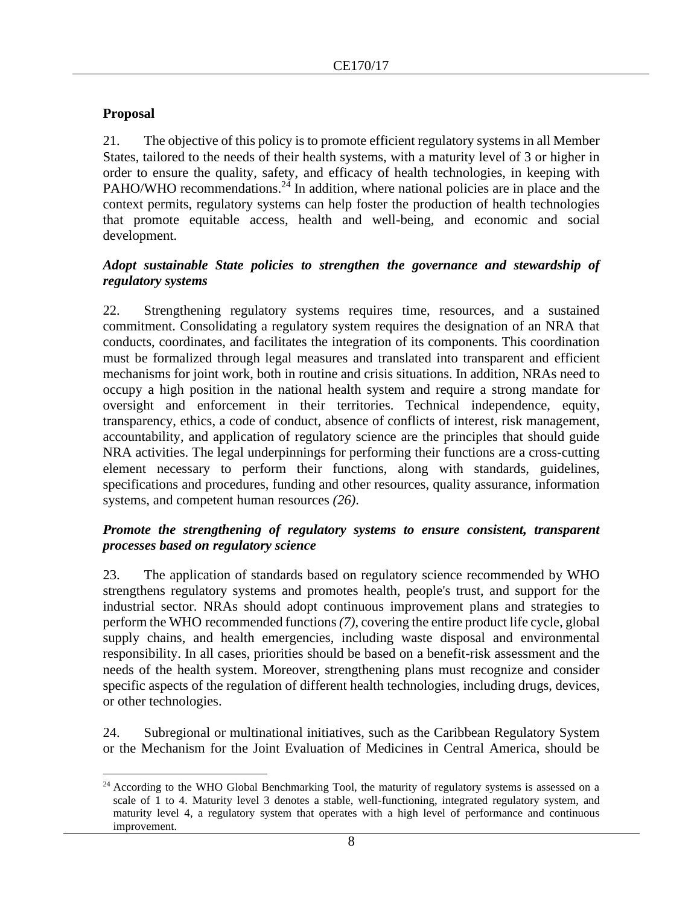## Proposal

21. The objective of this policy is to promote efficient regulatory systems in all Member States, tailored to the needs of their health systems, with a maturity level of 3 or higher in order to ensure the quality, safety, and efficacy of health technologies, in keeping with PAHO/WHO recommendations.[24] In addition, where national policies are in place and the context permits, regulatory systems can help foster the production of health technologies that promote equitable access, health and well-being, and economic and social development.

### *Adopt sustainable State policies to strengthen the governance and stewardship of regulatory systems*

22. Strengthening regulatory systems requires time, resources, and a sustained commitment. Consolidating a regulatory system requires the designation of an NRA that conducts, coordinates, and facilitates the integration of its components. This coordination must be formalized through legal measures and translated into transparent and efficient mechanisms for joint work, both in routine and crisis situations. In addition, NRAs need to occupy a high position in the national health system and require a strong mandate for oversight and enforcement in their territories. Technical independence, equity, transparency, ethics, a code of conduct, absence of conflicts of interest, risk management, accountability, and application of regulatory science are the principles that should guide NRA activities. The legal underpinnings for performing their functions are a cross-cutting element necessary to perform their functions, along with standards, guidelines, specifications and procedures, funding and other resources, quality assurance, information systems, and competent human resources *(26)*.

### *Promote the strengthening of regulatory systems to ensure consistent, transparent processes based on regulatory science*

23. The application of standards based on regulatory science recommended by WHO strengthens regulatory systems and promotes health, people's trust, and support for the industrial sector. NRAs should adopt continuous improvement plans and strategies to perform the WHO recommended functions *(7)*, covering the entire product life cycle, global supply chains, and health emergencies, including waste disposal and environmental responsibility. In all cases, priorities should be based on a benefit-risk assessment and the needs of the health system. Moreover, strengthening plans must recognize and consider specific aspects of the regulation of different health technologies, including drugs, devices, or other technologies.

24. Subregional or multinational initiatives, such as the Caribbean Regulatory System or the Mechanism for the Joint Evaluation of Medicines in Central America, should be

---

[24] According to the WHO Global Benchmarking Tool, the maturity of regulatory systems is assessed on a scale of 1 to 4. Maturity level 3 denotes a stable, well-functioning, integrated regulatory system, and maturity level 4, a regulatory system that operates with a high level of performance and continuous improvement.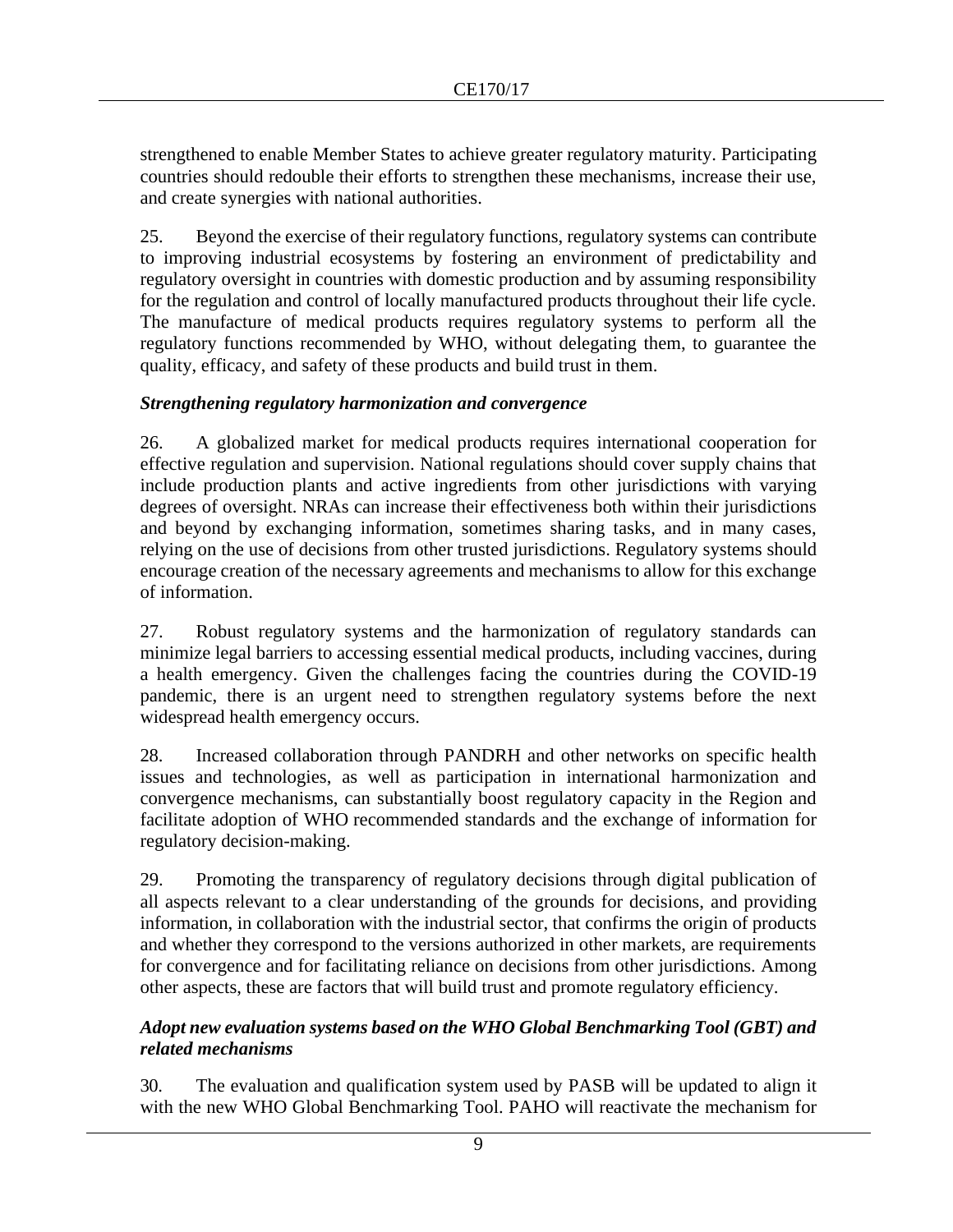strengthened to enable Member States to achieve greater regulatory maturity. Participating countries should redouble their efforts to strengthen these mechanisms, increase their use, and create synergies with national authorities.

25. Beyond the exercise of their regulatory functions, regulatory systems can contribute to improving industrial ecosystems by fostering an environment of predictability and regulatory oversight in countries with domestic production and by assuming responsibility for the regulation and control of locally manufactured products throughout their life cycle. The manufacture of medical products requires regulatory systems to perform all the regulatory functions recommended by WHO, without delegating them, to guarantee the quality, efficacy, and safety of these products and build trust in them.

***Strengthening regulatory harmonization and convergence***

26. A globalized market for medical products requires international cooperation for effective regulation and supervision. National regulations should cover supply chains that include production plants and active ingredients from other jurisdictions with varying degrees of oversight. NRAs can increase their effectiveness both within their jurisdictions and beyond by exchanging information, sometimes sharing tasks, and in many cases, relying on the use of decisions from other trusted jurisdictions. Regulatory systems should encourage creation of the necessary agreements and mechanisms to allow for this exchange of information.

27. Robust regulatory systems and the harmonization of regulatory standards can minimize legal barriers to accessing essential medical products, including vaccines, during a health emergency. Given the challenges facing the countries during the COVID-19 pandemic, there is an urgent need to strengthen regulatory systems before the next widespread health emergency occurs.

28. Increased collaboration through PANDRH and other networks on specific health issues and technologies, as well as participation in international harmonization and convergence mechanisms, can substantially boost regulatory capacity in the Region and facilitate adoption of WHO recommended standards and the exchange of information for regulatory decision-making.

29. Promoting the transparency of regulatory decisions through digital publication of all aspects relevant to a clear understanding of the grounds for decisions, and providing information, in collaboration with the industrial sector, that confirms the origin of products and whether they correspond to the versions authorized in other markets, are requirements for convergence and for facilitating reliance on decisions from other jurisdictions. Among other aspects, these are factors that will build trust and promote regulatory efficiency.

***Adopt new evaluation systems based on the WHO Global Benchmarking Tool (GBT) and related mechanisms***

30. The evaluation and qualification system used by PASB will be updated to align it with the new WHO Global Benchmarking Tool. PAHO will reactivate the mechanism for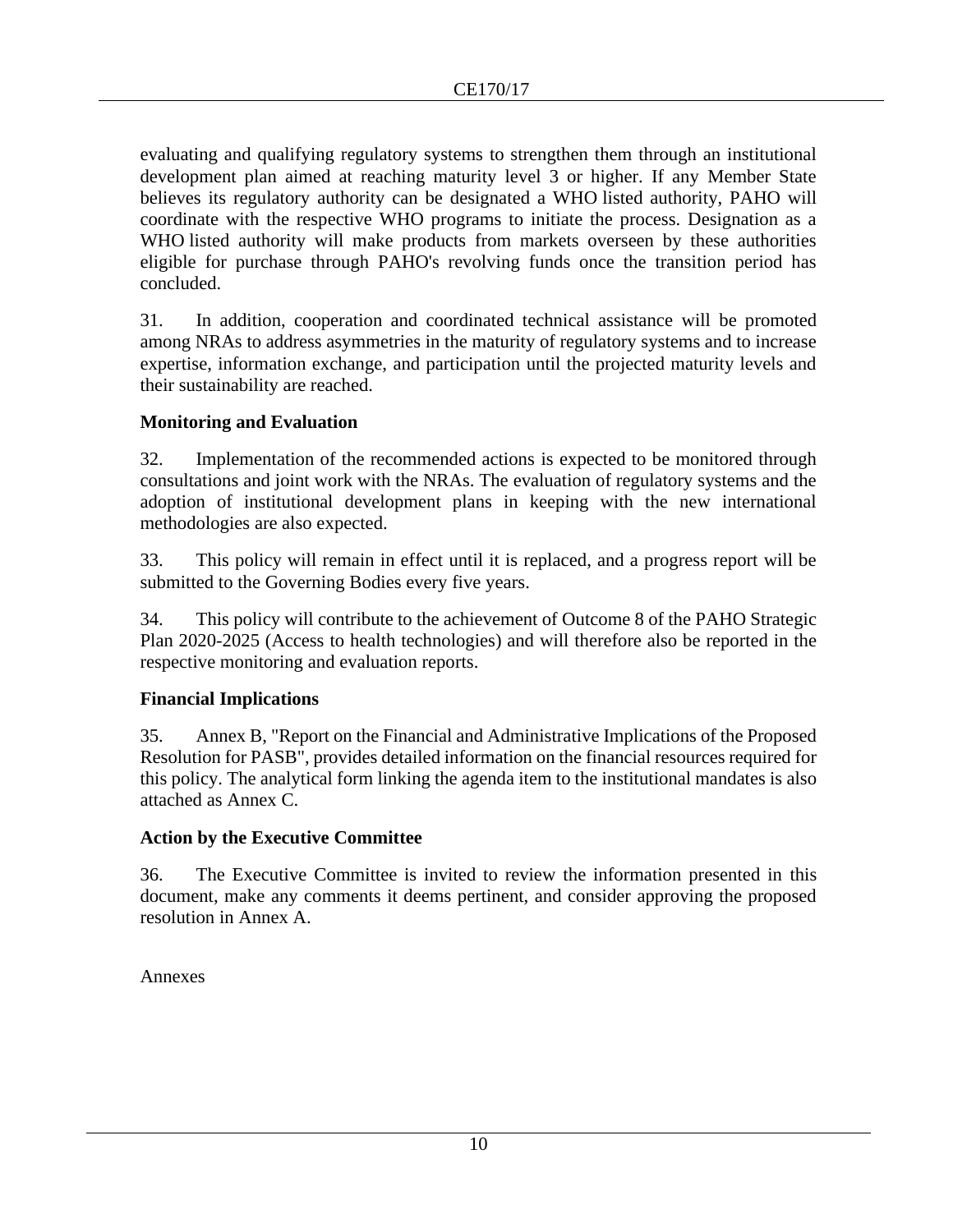evaluating and qualifying regulatory systems to strengthen them through an institutional development plan aimed at reaching maturity level 3 or higher. If any Member State believes its regulatory authority can be designated a WHO listed authority, PAHO will coordinate with the respective WHO programs to initiate the process. Designation as a WHO listed authority will make products from markets overseen by these authorities eligible for purchase through PAHO's revolving funds once the transition period has concluded.

31. In addition, cooperation and coordinated technical assistance will be promoted among NRAs to address asymmetries in the maturity of regulatory systems and to increase expertise, information exchange, and participation until the projected maturity levels and their sustainability are reached.

**Monitoring and Evaluation**

32. Implementation of the recommended actions is expected to be monitored through consultations and joint work with the NRAs. The evaluation of regulatory systems and the adoption of institutional development plans in keeping with the new international methodologies are also expected.

33. This policy will remain in effect until it is replaced, and a progress report will be submitted to the Governing Bodies every five years.

34. This policy will contribute to the achievement of Outcome 8 of the PAHO Strategic Plan 2020-2025 (Access to health technologies) and will therefore also be reported in the respective monitoring and evaluation reports.

**Financial Implications**

35. Annex B, "Report on the Financial and Administrative Implications of the Proposed Resolution for PASB", provides detailed information on the financial resources required for this policy. The analytical form linking the agenda item to the institutional mandates is also attached as Annex C.

**Action by the Executive Committee**

36. The Executive Committee is invited to review the information presented in this document, make any comments it deems pertinent, and consider approving the proposed resolution in Annex A.

Annexes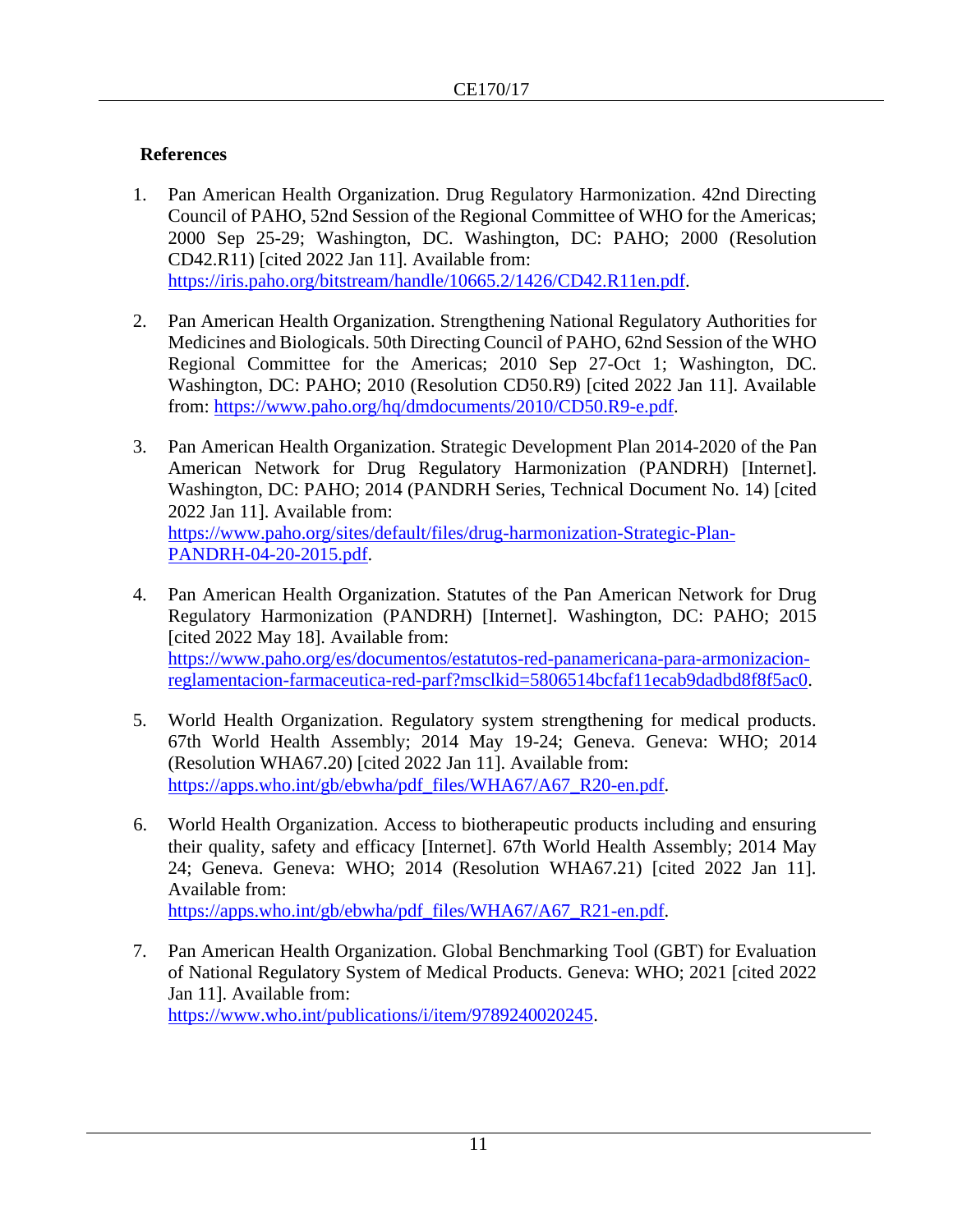## References

1. Pan American Health Organization. Drug Regulatory Harmonization. 42nd Directing Council of PAHO, 52nd Session of the Regional Committee of WHO for the Americas; 2000 Sep 25-29; Washington, DC. Washington, DC: PAHO; 2000 (Resolution CD42.R11) [cited 2022 Jan 11]. Available from: https://iris.paho.org/bitstream/handle/10665.2/1426/CD42.R11en.pdf.

2. Pan American Health Organization. Strengthening National Regulatory Authorities for Medicines and Biologicals. 50th Directing Council of PAHO, 62nd Session of the WHO Regional Committee for the Americas; 2010 Sep 27-Oct 1; Washington, DC. Washington, DC: PAHO; 2010 (Resolution CD50.R9) [cited 2022 Jan 11]. Available from: https://www.paho.org/hq/dmdocuments/2010/CD50.R9-e.pdf.

3. Pan American Health Organization. Strategic Development Plan 2014-2020 of the Pan American Network for Drug Regulatory Harmonization (PANDRH) [Internet]. Washington, DC: PAHO; 2014 (PANDRH Series, Technical Document No. 14) [cited 2022 Jan 11]. Available from: https://www.paho.org/sites/default/files/drug-harmonization-Strategic-Plan-PANDRH-04-20-2015.pdf.

4. Pan American Health Organization. Statutes of the Pan American Network for Drug Regulatory Harmonization (PANDRH) [Internet]. Washington, DC: PAHO; 2015 [cited 2022 May 18]. Available from: https://www.paho.org/es/documentos/estatutos-red-panamericana-para-armonizacion-reglamentacion-farmaceutica-red-parf?msclkid=5806514bcfaf11ecab9dadbd8f8f5ac0.

5. World Health Organization. Regulatory system strengthening for medical products. 67th World Health Assembly; 2014 May 19-24; Geneva. Geneva: WHO; 2014 (Resolution WHA67.20) [cited 2022 Jan 11]. Available from: https://apps.who.int/gb/ebwha/pdf_files/WHA67/A67_R20-en.pdf.

6. World Health Organization. Access to biotherapeutic products including and ensuring their quality, safety and efficacy [Internet]. 67th World Health Assembly; 2014 May 24; Geneva. Geneva: WHO; 2014 (Resolution WHA67.21) [cited 2022 Jan 11]. Available from: https://apps.who.int/gb/ebwha/pdf_files/WHA67/A67_R21-en.pdf.

7. Pan American Health Organization. Global Benchmarking Tool (GBT) for Evaluation of National Regulatory System of Medical Products. Geneva: WHO; 2021 [cited 2022 Jan 11]. Available from: https://www.who.int/publications/i/item/9789240020245.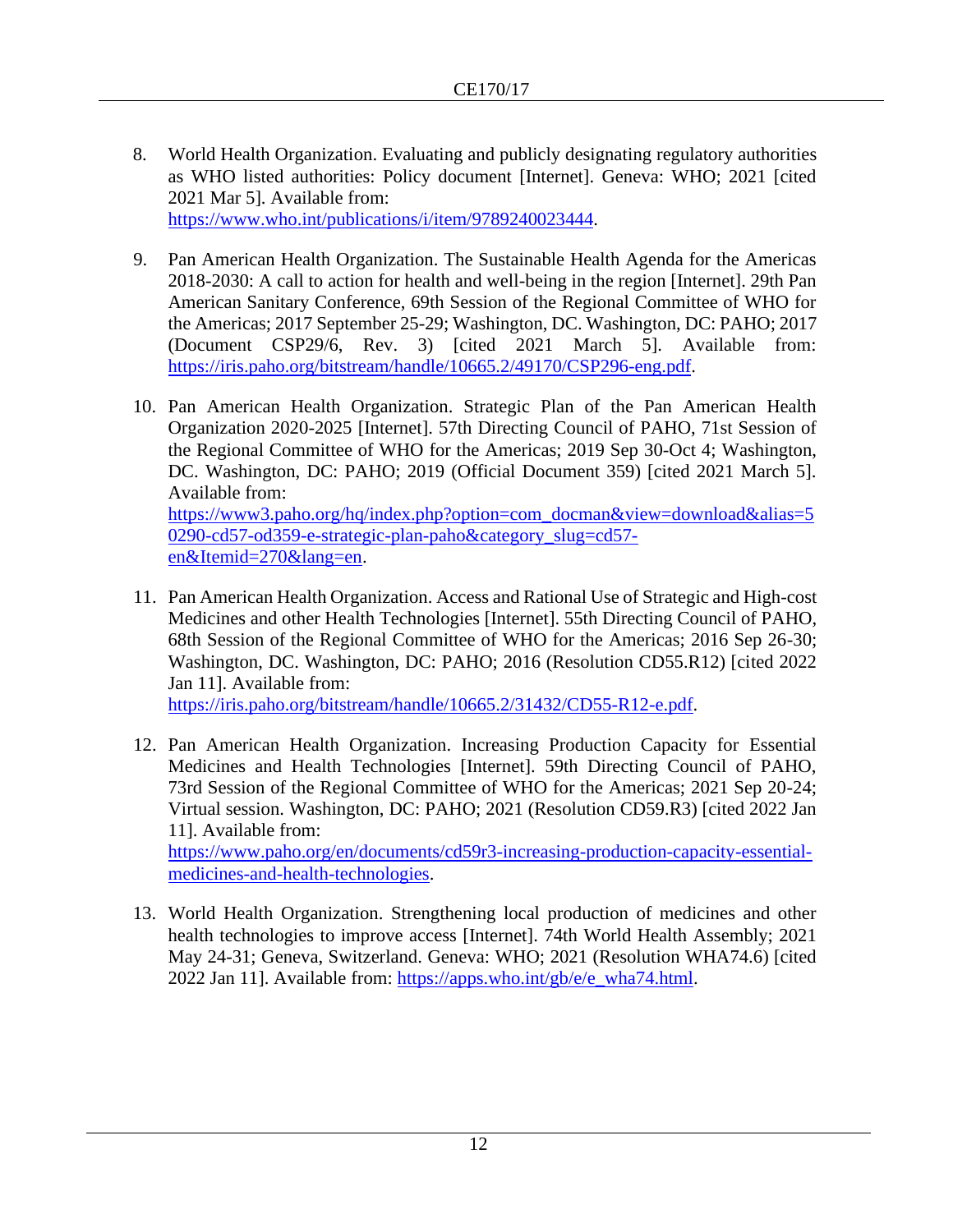8. World Health Organization. Evaluating and publicly designating regulatory authorities as WHO listed authorities: Policy document [Internet]. Geneva: WHO; 2021 [cited 2021 Mar 5]. Available from: https://www.who.int/publications/i/item/9789240023444.

9. Pan American Health Organization. The Sustainable Health Agenda for the Americas 2018-2030: A call to action for health and well-being in the region [Internet]. 29th Pan American Sanitary Conference, 69th Session of the Regional Committee of WHO for the Americas; 2017 September 25-29; Washington, DC. Washington, DC: PAHO; 2017 (Document CSP29/6, Rev. 3) [cited 2021 March 5]. Available from: https://iris.paho.org/bitstream/handle/10665.2/49170/CSP296-eng.pdf.

10. Pan American Health Organization. Strategic Plan of the Pan American Health Organization 2020-2025 [Internet]. 57th Directing Council of PAHO, 71st Session of the Regional Committee of WHO for the Americas; 2019 Sep 30-Oct 4; Washington, DC. Washington, DC: PAHO; 2019 (Official Document 359) [cited 2021 March 5]. Available from: https://www3.paho.org/hq/index.php?option=com_docman&view=download&alias=50290-cd57-od359-e-strategic-plan-paho&category_slug=cd57-en&Itemid=270&lang=en.

11. Pan American Health Organization. Access and Rational Use of Strategic and High-cost Medicines and other Health Technologies [Internet]. 55th Directing Council of PAHO, 68th Session of the Regional Committee of WHO for the Americas; 2016 Sep 26-30; Washington, DC. Washington, DC: PAHO; 2016 (Resolution CD55.R12) [cited 2022 Jan 11]. Available from: https://iris.paho.org/bitstream/handle/10665.2/31432/CD55-R12-e.pdf.

12. Pan American Health Organization. Increasing Production Capacity for Essential Medicines and Health Technologies [Internet]. 59th Directing Council of PAHO, 73rd Session of the Regional Committee of WHO for the Americas; 2021 Sep 20-24; Virtual session. Washington, DC: PAHO; 2021 (Resolution CD59.R3) [cited 2022 Jan 11]. Available from: https://www.paho.org/en/documents/cd59r3-increasing-production-capacity-essential-medicines-and-health-technologies.

13. World Health Organization. Strengthening local production of medicines and other health technologies to improve access [Internet]. 74th World Health Assembly; 2021 May 24-31; Geneva, Switzerland. Geneva: WHO; 2021 (Resolution WHA74.6) [cited 2022 Jan 11]. Available from: https://apps.who.int/gb/e/e_wha74.html.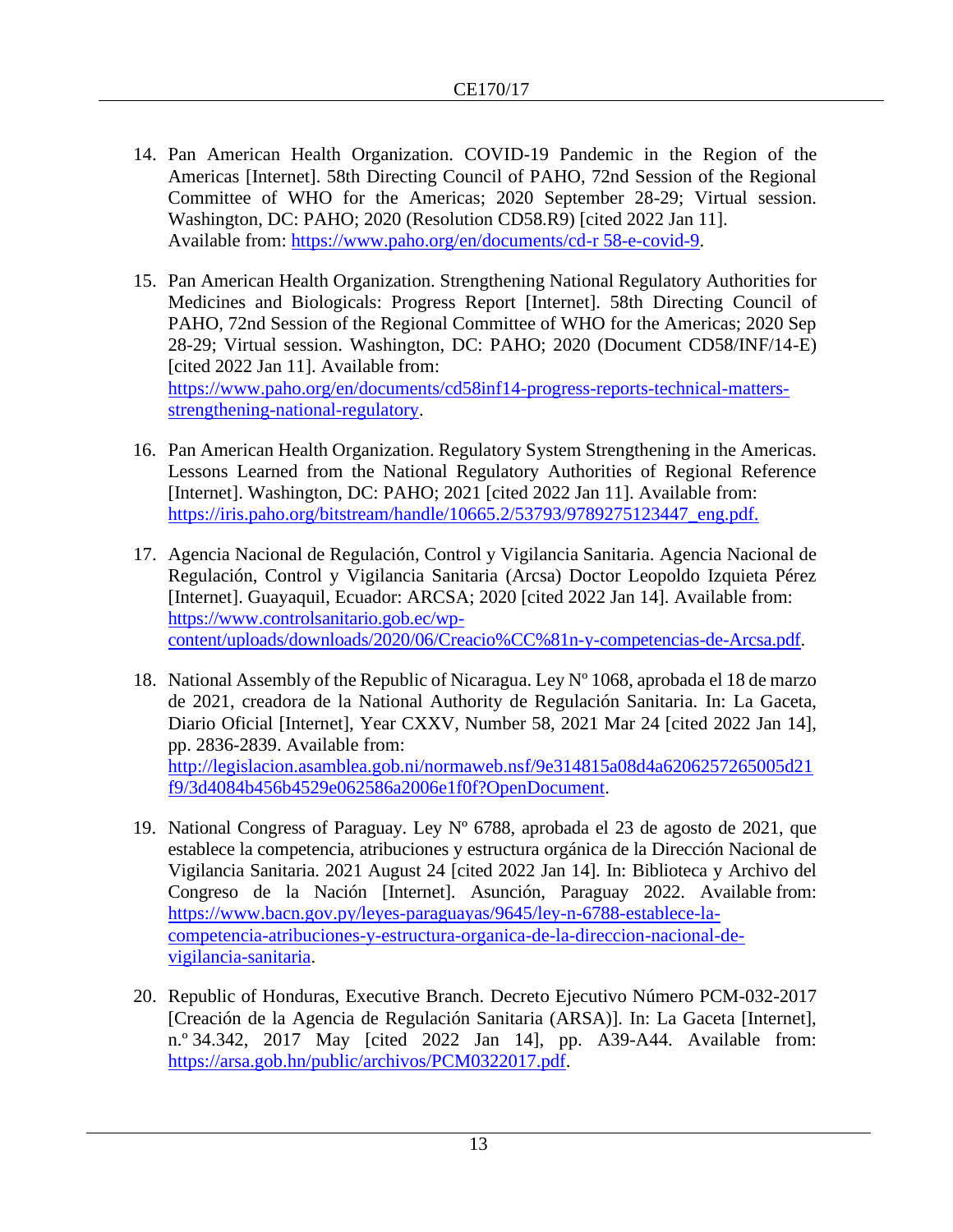14. Pan American Health Organization. COVID-19 Pandemic in the Region of the Americas [Internet]. 58th Directing Council of PAHO, 72nd Session of the Regional Committee of WHO for the Americas; 2020 September 28-29; Virtual session. Washington, DC: PAHO; 2020 (Resolution CD58.R9) [cited 2022 Jan 11]. Available from: https://www.paho.org/en/documents/cd-r 58-e-covid-9.

15. Pan American Health Organization. Strengthening National Regulatory Authorities for Medicines and Biologicals: Progress Report [Internet]. 58th Directing Council of PAHO, 72nd Session of the Regional Committee of WHO for the Americas; 2020 Sep 28-29; Virtual session. Washington, DC: PAHO; 2020 (Document CD58/INF/14-E) [cited 2022 Jan 11]. Available from: https://www.paho.org/en/documents/cd58inf14-progress-reports-technical-matters-strengthening-national-regulatory.

16. Pan American Health Organization. Regulatory System Strengthening in the Americas. Lessons Learned from the National Regulatory Authorities of Regional Reference [Internet]. Washington, DC: PAHO; 2021 [cited 2022 Jan 11]. Available from: https://iris.paho.org/bitstream/handle/10665.2/53793/9789275123447_eng.pdf.

17. Agencia Nacional de Regulación, Control y Vigilancia Sanitaria. Agencia Nacional de Regulación, Control y Vigilancia Sanitaria (Arcsa) Doctor Leopoldo Izquieta Pérez [Internet]. Guayaquil, Ecuador: ARCSA; 2020 [cited 2022 Jan 14]. Available from: https://www.controlsanitario.gob.ec/wp-content/uploads/downloads/2020/06/Creacio%CC%81n-y-competencias-de-Arcsa.pdf.

18. National Assembly of the Republic of Nicaragua. Ley Nº 1068, aprobada el 18 de marzo de 2021, creadora de la National Authority de Regulación Sanitaria. In: La Gaceta, Diario Oficial [Internet], Year CXXV, Number 58, 2021 Mar 24 [cited 2022 Jan 14], pp. 2836-2839. Available from: http://legislacion.asamblea.gob.ni/normaweb.nsf/9e314815a08d4a6206257265005d21f9/3d4084b456b4529e062586a2006e1f0f?OpenDocument.

19. National Congress of Paraguay. Ley Nº 6788, aprobada el 23 de agosto de 2021, que establece la competencia, atribuciones y estructura orgánica de la Dirección Nacional de Vigilancia Sanitaria. 2021 August 24 [cited 2022 Jan 14]. In: Biblioteca y Archivo del Congreso de la Nación [Internet]. Asunción, Paraguay 2022. Available from: https://www.bacn.gov.py/leyes-paraguayas/9645/ley-n-6788-establece-la-competencia-atribuciones-y-estructura-organica-de-la-direccion-nacional-de-vigilancia-sanitaria.

20. Republic of Honduras, Executive Branch. Decreto Ejecutivo Número PCM-032-2017 [Creación de la Agencia de Regulación Sanitaria (ARSA)]. In: La Gaceta [Internet], n.º 34.342, 2017 May [cited 2022 Jan 14], pp. A39-A44. Available from: https://arsa.gob.hn/public/archivos/PCM0322017.pdf.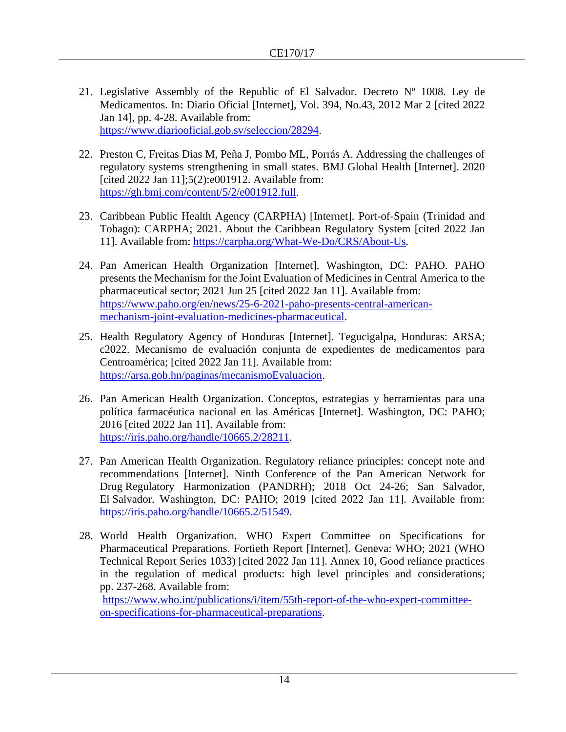21. Legislative Assembly of the Republic of El Salvador. Decreto Nº 1008. Ley de Medicamentos. In: Diario Oficial [Internet], Vol. 394, No.43, 2012 Mar 2 [cited 2022 Jan 14], pp. 4-28. Available from: https://www.diariooficial.gob.sv/seleccion/28294.

22. Preston C, Freitas Dias M, Peña J, Pombo ML, Porrás A. Addressing the challenges of regulatory systems strengthening in small states. BMJ Global Health [Internet]. 2020 [cited 2022 Jan 11];5(2):e001912. Available from: https://gh.bmj.com/content/5/2/e001912.full.

23. Caribbean Public Health Agency (CARPHA) [Internet]. Port-of-Spain (Trinidad and Tobago): CARPHA; 2021. About the Caribbean Regulatory System [cited 2022 Jan 11]. Available from: https://carpha.org/What-We-Do/CRS/About-Us.

24. Pan American Health Organization [Internet]. Washington, DC: PAHO. PAHO presents the Mechanism for the Joint Evaluation of Medicines in Central America to the pharmaceutical sector; 2021 Jun 25 [cited 2022 Jan 11]. Available from: https://www.paho.org/en/news/25-6-2021-paho-presents-central-american-mechanism-joint-evaluation-medicines-pharmaceutical.

25. Health Regulatory Agency of Honduras [Internet]. Tegucigalpa, Honduras: ARSA; c2022. Mecanismo de evaluación conjunta de expedientes de medicamentos para Centroamérica; [cited 2022 Jan 11]. Available from: https://arsa.gob.hn/paginas/mecanismoEvaluacion.

26. Pan American Health Organization. Conceptos, estrategias y herramientas para una política farmacéutica nacional en las Américas [Internet]. Washington, DC: PAHO; 2016 [cited 2022 Jan 11]. Available from: https://iris.paho.org/handle/10665.2/28211.

27. Pan American Health Organization. Regulatory reliance principles: concept note and recommendations [Internet]. Ninth Conference of the Pan American Network for Drug Regulatory Harmonization (PANDRH); 2018 Oct 24-26; San Salvador, El Salvador. Washington, DC: PAHO; 2019 [cited 2022 Jan 11]. Available from: https://iris.paho.org/handle/10665.2/51549.

28. World Health Organization. WHO Expert Committee on Specifications for Pharmaceutical Preparations. Fortieth Report [Internet]. Geneva: WHO; 2021 (WHO Technical Report Series 1033) [cited 2022 Jan 11]. Annex 10, Good reliance practices in the regulation of medical products: high level principles and considerations; pp. 237-268. Available from: https://www.who.int/publications/i/item/55th-report-of-the-who-expert-committee-on-specifications-for-pharmaceutical-preparations.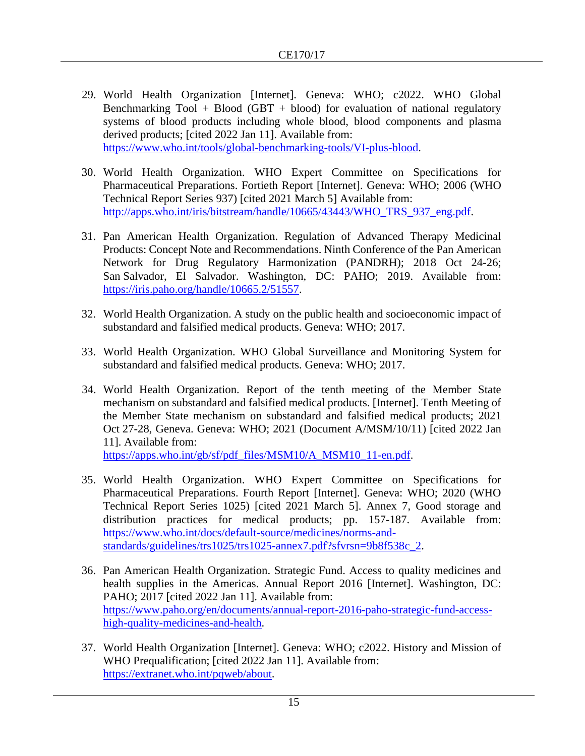29. World Health Organization [Internet]. Geneva: WHO; c2022. WHO Global Benchmarking Tool + Blood (GBT + blood) for evaluation of national regulatory systems of blood products including whole blood, blood components and plasma derived products; [cited 2022 Jan 11]. Available from: https://www.who.int/tools/global-benchmarking-tools/VI-plus-blood.

30. World Health Organization. WHO Expert Committee on Specifications for Pharmaceutical Preparations. Fortieth Report [Internet]. Geneva: WHO; 2006 (WHO Technical Report Series 937) [cited 2021 March 5] Available from: http://apps.who.int/iris/bitstream/handle/10665/43443/WHO_TRS_937_eng.pdf.

31. Pan American Health Organization. Regulation of Advanced Therapy Medicinal Products: Concept Note and Recommendations. Ninth Conference of the Pan American Network for Drug Regulatory Harmonization (PANDRH); 2018 Oct 24-26; San Salvador, El Salvador. Washington, DC: PAHO; 2019. Available from: https://iris.paho.org/handle/10665.2/51557.

32. World Health Organization. A study on the public health and socioeconomic impact of substandard and falsified medical products. Geneva: WHO; 2017.

33. World Health Organization. WHO Global Surveillance and Monitoring System for substandard and falsified medical products. Geneva: WHO; 2017.

34. World Health Organization. Report of the tenth meeting of the Member State mechanism on substandard and falsified medical products. [Internet]. Tenth Meeting of the Member State mechanism on substandard and falsified medical products; 2021 Oct 27-28, Geneva. Geneva: WHO; 2021 (Document A/MSM/10/11) [cited 2022 Jan 11]. Available from: https://apps.who.int/gb/sf/pdf_files/MSM10/A_MSM10_11-en.pdf.

35. World Health Organization. WHO Expert Committee on Specifications for Pharmaceutical Preparations. Fourth Report [Internet]. Geneva: WHO; 2020 (WHO Technical Report Series 1025) [cited 2021 March 5]. Annex 7, Good storage and distribution practices for medical products; pp. 157-187. Available from: https://www.who.int/docs/default-source/medicines/norms-and-standards/guidelines/trs1025/trs1025-annex7.pdf?sfvrsn=9b8f538c_2.

36. Pan American Health Organization. Strategic Fund. Access to quality medicines and health supplies in the Americas. Annual Report 2016 [Internet]. Washington, DC: PAHO; 2017 [cited 2022 Jan 11]. Available from: https://www.paho.org/en/documents/annual-report-2016-paho-strategic-fund-access-high-quality-medicines-and-health.

37. World Health Organization [Internet]. Geneva: WHO; c2022. History and Mission of WHO Prequalification; [cited 2022 Jan 11]. Available from: https://extranet.who.int/pqweb/about.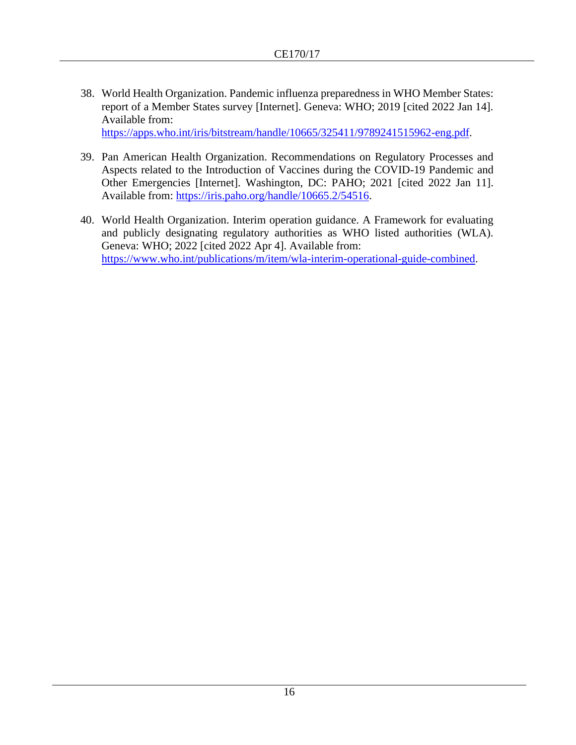38. World Health Organization. Pandemic influenza preparedness in WHO Member States: report of a Member States survey [Internet]. Geneva: WHO; 2019 [cited 2022 Jan 14]. Available from: https://apps.who.int/iris/bitstream/handle/10665/325411/9789241515962-eng.pdf.

39. Pan American Health Organization. Recommendations on Regulatory Processes and Aspects related to the Introduction of Vaccines during the COVID-19 Pandemic and Other Emergencies [Internet]. Washington, DC: PAHO; 2021 [cited 2022 Jan 11]. Available from: https://iris.paho.org/handle/10665.2/54516.

40. World Health Organization. Interim operation guidance. A Framework for evaluating and publicly designating regulatory authorities as WHO listed authorities (WLA). Geneva: WHO; 2022 [cited 2022 Apr 4]. Available from: https://www.who.int/publications/m/item/wla-interim-operational-guide-combined.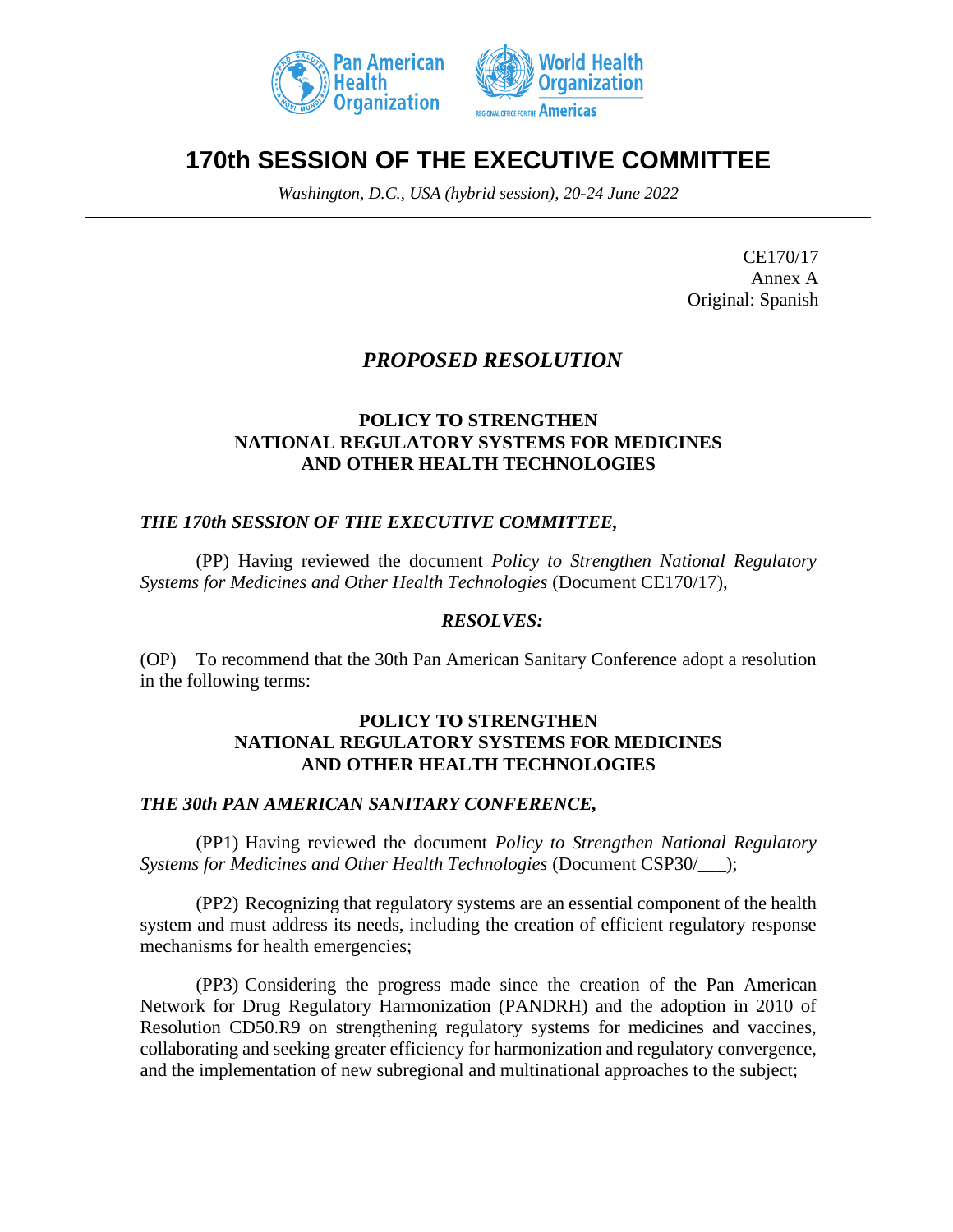# 170th SESSION OF THE EXECUTIVE COMMITTEE

*Washington, D.C., USA (hybrid session), 20-24 June 2022*

CE170/17
Annex A
Original: Spanish

## *PROPOSED RESOLUTION*

### POLICY TO STRENGTHEN NATIONAL REGULATORY SYSTEMS FOR MEDICINES AND OTHER HEALTH TECHNOLOGIES

***THE 170th SESSION OF THE EXECUTIVE COMMITTEE,***

(PP) Having reviewed the document *Policy to Strengthen National Regulatory Systems for Medicines and Other Health Technologies* (Document CE170/17),

***RESOLVES:***

(OP) To recommend that the 30th Pan American Sanitary Conference adopt a resolution in the following terms:

### POLICY TO STRENGTHEN NATIONAL REGULATORY SYSTEMS FOR MEDICINES AND OTHER HEALTH TECHNOLOGIES

***THE 30th PAN AMERICAN SANITARY CONFERENCE,***

(PP1) Having reviewed the document *Policy to Strengthen National Regulatory Systems for Medicines and Other Health Technologies* (Document CSP30/___);

(PP2) Recognizing that regulatory systems are an essential component of the health system and must address its needs, including the creation of efficient regulatory response mechanisms for health emergencies;

(PP3) Considering the progress made since the creation of the Pan American Network for Drug Regulatory Harmonization (PANDRH) and the adoption in 2010 of Resolution CD50.R9 on strengthening regulatory systems for medicines and vaccines, collaborating and seeking greater efficiency for harmonization and regulatory convergence, and the implementation of new subregional and multinational approaches to the subject;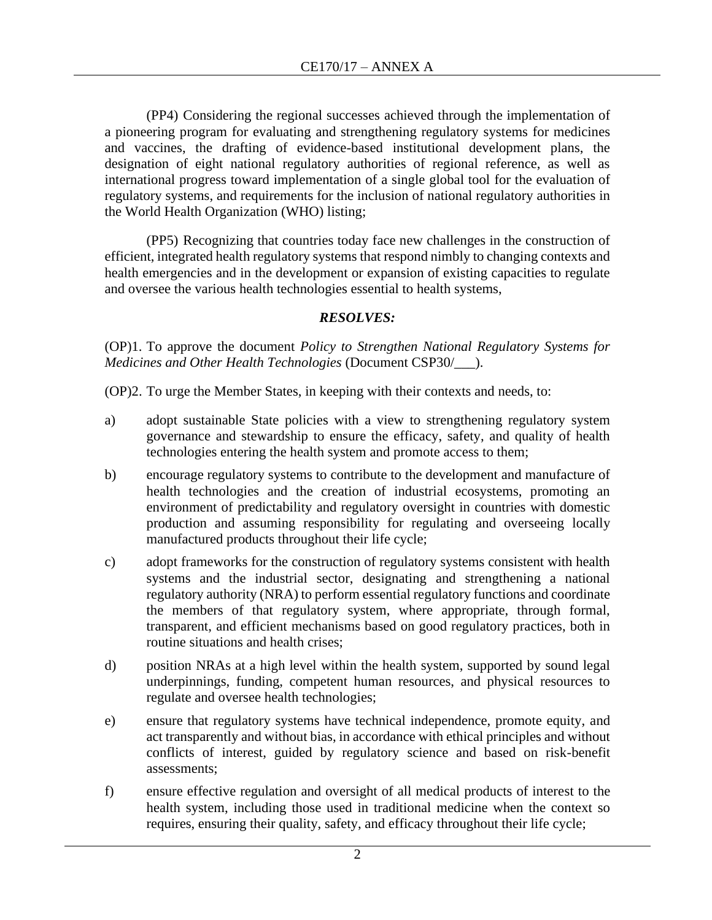(PP4) Considering the regional successes achieved through the implementation of a pioneering program for evaluating and strengthening regulatory systems for medicines and vaccines, the drafting of evidence-based institutional development plans, the designation of eight national regulatory authorities of regional reference, as well as international progress toward implementation of a single global tool for the evaluation of regulatory systems, and requirements for the inclusion of national regulatory authorities in the World Health Organization (WHO) listing;

(PP5) Recognizing that countries today face new challenges in the construction of efficient, integrated health regulatory systems that respond nimbly to changing contexts and health emergencies and in the development or expansion of existing capacities to regulate and oversee the various health technologies essential to health systems,

***RESOLVES:***

(OP)1. To approve the document *Policy to Strengthen National Regulatory Systems for Medicines and Other Health Technologies* (Document CSP30/___).

(OP)2. To urge the Member States, in keeping with their contexts and needs, to:

a) adopt sustainable State policies with a view to strengthening regulatory system governance and stewardship to ensure the efficacy, safety, and quality of health technologies entering the health system and promote access to them;

b) encourage regulatory systems to contribute to the development and manufacture of health technologies and the creation of industrial ecosystems, promoting an environment of predictability and regulatory oversight in countries with domestic production and assuming responsibility for regulating and overseeing locally manufactured products throughout their life cycle;

c) adopt frameworks for the construction of regulatory systems consistent with health systems and the industrial sector, designating and strengthening a national regulatory authority (NRA) to perform essential regulatory functions and coordinate the members of that regulatory system, where appropriate, through formal, transparent, and efficient mechanisms based on good regulatory practices, both in routine situations and health crises;

d) position NRAs at a high level within the health system, supported by sound legal underpinnings, funding, competent human resources, and physical resources to regulate and oversee health technologies;

e) ensure that regulatory systems have technical independence, promote equity, and act transparently and without bias, in accordance with ethical principles and without conflicts of interest, guided by regulatory science and based on risk-benefit assessments;

f) ensure effective regulation and oversight of all medical products of interest to the health system, including those used in traditional medicine when the context so requires, ensuring their quality, safety, and efficacy throughout their life cycle;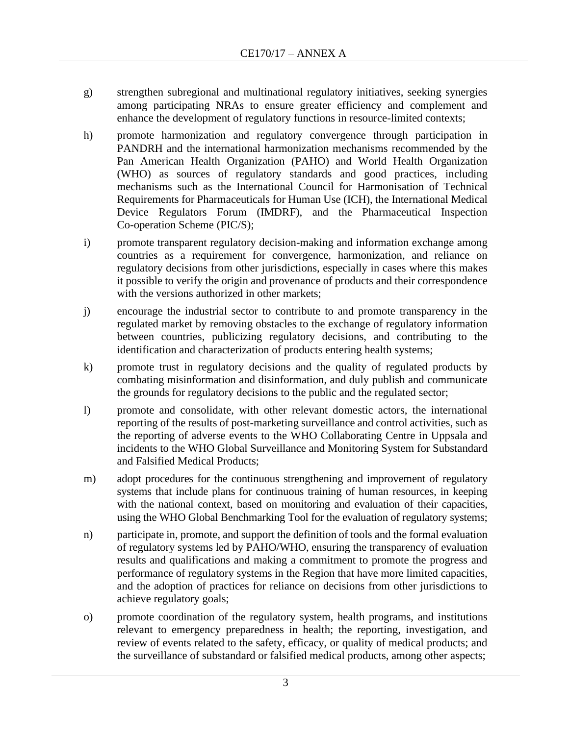g) strengthen subregional and multinational regulatory initiatives, seeking synergies among participating NRAs to ensure greater efficiency and complement and enhance the development of regulatory functions in resource-limited contexts;

h) promote harmonization and regulatory convergence through participation in PANDRH and the international harmonization mechanisms recommended by the Pan American Health Organization (PAHO) and World Health Organization (WHO) as sources of regulatory standards and good practices, including mechanisms such as the International Council for Harmonisation of Technical Requirements for Pharmaceuticals for Human Use (ICH), the International Medical Device Regulators Forum (IMDRF), and the Pharmaceutical Inspection Co-operation Scheme (PIC/S);

i) promote transparent regulatory decision-making and information exchange among countries as a requirement for convergence, harmonization, and reliance on regulatory decisions from other jurisdictions, especially in cases where this makes it possible to verify the origin and provenance of products and their correspondence with the versions authorized in other markets;

j) encourage the industrial sector to contribute to and promote transparency in the regulated market by removing obstacles to the exchange of regulatory information between countries, publicizing regulatory decisions, and contributing to the identification and characterization of products entering health systems;

k) promote trust in regulatory decisions and the quality of regulated products by combating misinformation and disinformation, and duly publish and communicate the grounds for regulatory decisions to the public and the regulated sector;

l) promote and consolidate, with other relevant domestic actors, the international reporting of the results of post-marketing surveillance and control activities, such as the reporting of adverse events to the WHO Collaborating Centre in Uppsala and incidents to the WHO Global Surveillance and Monitoring System for Substandard and Falsified Medical Products;

m) adopt procedures for the continuous strengthening and improvement of regulatory systems that include plans for continuous training of human resources, in keeping with the national context, based on monitoring and evaluation of their capacities, using the WHO Global Benchmarking Tool for the evaluation of regulatory systems;

n) participate in, promote, and support the definition of tools and the formal evaluation of regulatory systems led by PAHO/WHO, ensuring the transparency of evaluation results and qualifications and making a commitment to promote the progress and performance of regulatory systems in the Region that have more limited capacities, and the adoption of practices for reliance on decisions from other jurisdictions to achieve regulatory goals;

o) promote coordination of the regulatory system, health programs, and institutions relevant to emergency preparedness in health; the reporting, investigation, and review of events related to the safety, efficacy, or quality of medical products; and the surveillance of substandard or falsified medical products, among other aspects;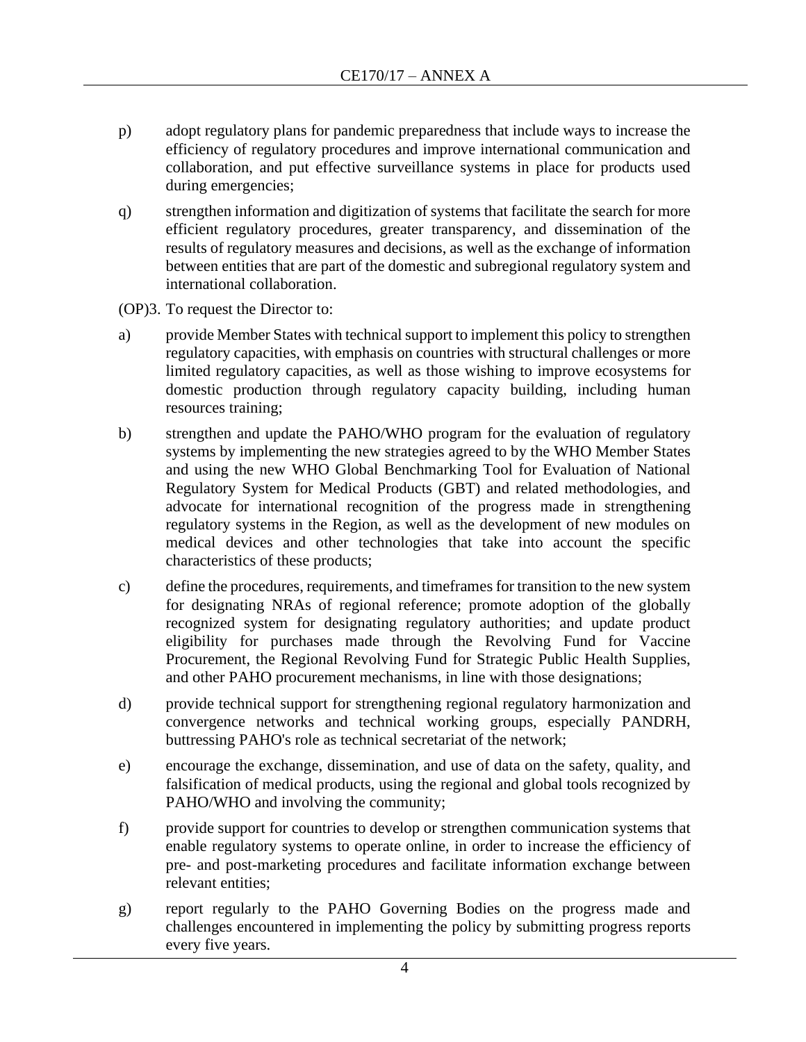p) adopt regulatory plans for pandemic preparedness that include ways to increase the efficiency of regulatory procedures and improve international communication and collaboration, and put effective surveillance systems in place for products used during emergencies;

q) strengthen information and digitization of systems that facilitate the search for more efficient regulatory procedures, greater transparency, and dissemination of the results of regulatory measures and decisions, as well as the exchange of information between entities that are part of the domestic and subregional regulatory system and international collaboration.

(OP)3. To request the Director to:

a) provide Member States with technical support to implement this policy to strengthen regulatory capacities, with emphasis on countries with structural challenges or more limited regulatory capacities, as well as those wishing to improve ecosystems for domestic production through regulatory capacity building, including human resources training;

b) strengthen and update the PAHO/WHO program for the evaluation of regulatory systems by implementing the new strategies agreed to by the WHO Member States and using the new WHO Global Benchmarking Tool for Evaluation of National Regulatory System for Medical Products (GBT) and related methodologies, and advocate for international recognition of the progress made in strengthening regulatory systems in the Region, as well as the development of new modules on medical devices and other technologies that take into account the specific characteristics of these products;

c) define the procedures, requirements, and timeframes for transition to the new system for designating NRAs of regional reference; promote adoption of the globally recognized system for designating regulatory authorities; and update product eligibility for purchases made through the Revolving Fund for Vaccine Procurement, the Regional Revolving Fund for Strategic Public Health Supplies, and other PAHO procurement mechanisms, in line with those designations;

d) provide technical support for strengthening regional regulatory harmonization and convergence networks and technical working groups, especially PANDRH, buttressing PAHO's role as technical secretariat of the network;

e) encourage the exchange, dissemination, and use of data on the safety, quality, and falsification of medical products, using the regional and global tools recognized by PAHO/WHO and involving the community;

f) provide support for countries to develop or strengthen communication systems that enable regulatory systems to operate online, in order to increase the efficiency of pre- and post-marketing procedures and facilitate information exchange between relevant entities;

g) report regularly to the PAHO Governing Bodies on the progress made and challenges encountered in implementing the policy by submitting progress reports every five years.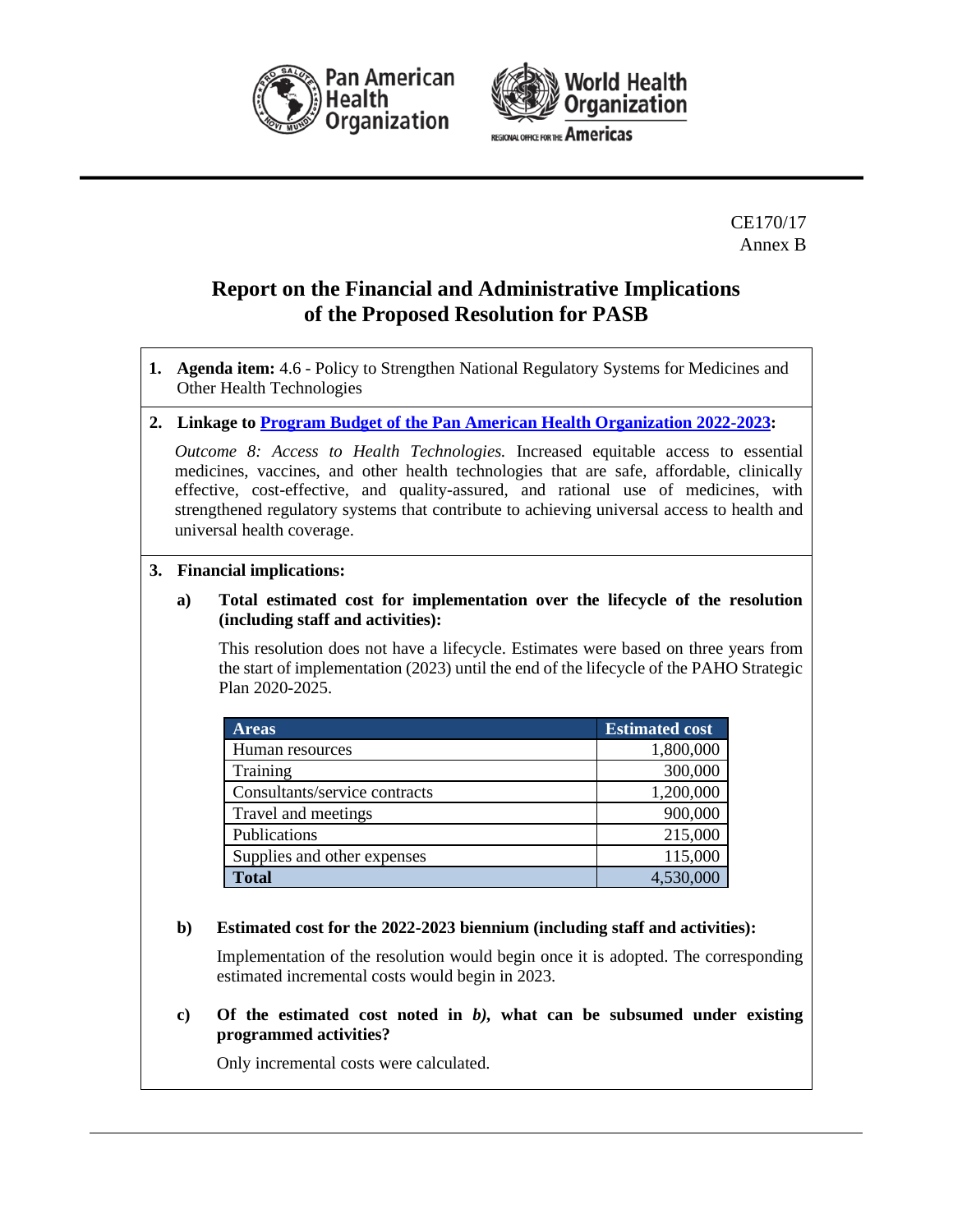CE170/17
Annex B

# Report on the Financial and Administrative Implications of the Proposed Resolution for PASB

**1. Agenda item:** 4.6 - Policy to Strengthen National Regulatory Systems for Medicines and Other Health Technologies

**2. Linkage to Program Budget of the Pan American Health Organization 2022-2023:**

*Outcome 8: Access to Health Technologies.* Increased equitable access to essential medicines, vaccines, and other health technologies that are safe, affordable, clinically effective, cost-effective, and quality-assured, and rational use of medicines, with strengthened regulatory systems that contribute to achieving universal access to health and universal health coverage.

**3. Financial implications:**

**a) Total estimated cost for implementation over the lifecycle of the resolution (including staff and activities):**

This resolution does not have a lifecycle. Estimates were based on three years from the start of implementation (2023) until the end of the lifecycle of the PAHO Strategic Plan 2020-2025.

| Areas | Estimated cost |
|---|---|
| Human resources | 1,800,000 |
| Training | 300,000 |
| Consultants/service contracts | 1,200,000 |
| Travel and meetings | 900,000 |
| Publications | 215,000 |
| Supplies and other expenses | 115,000 |
| **Total** | 4,530,000 |

**b) Estimated cost for the 2022-2023 biennium (including staff and activities):**

Implementation of the resolution would begin once it is adopted. The corresponding estimated incremental costs would begin in 2023.

**c) Of the estimated cost noted in *b)*, what can be subsumed under existing programmed activities?**

Only incremental costs were calculated.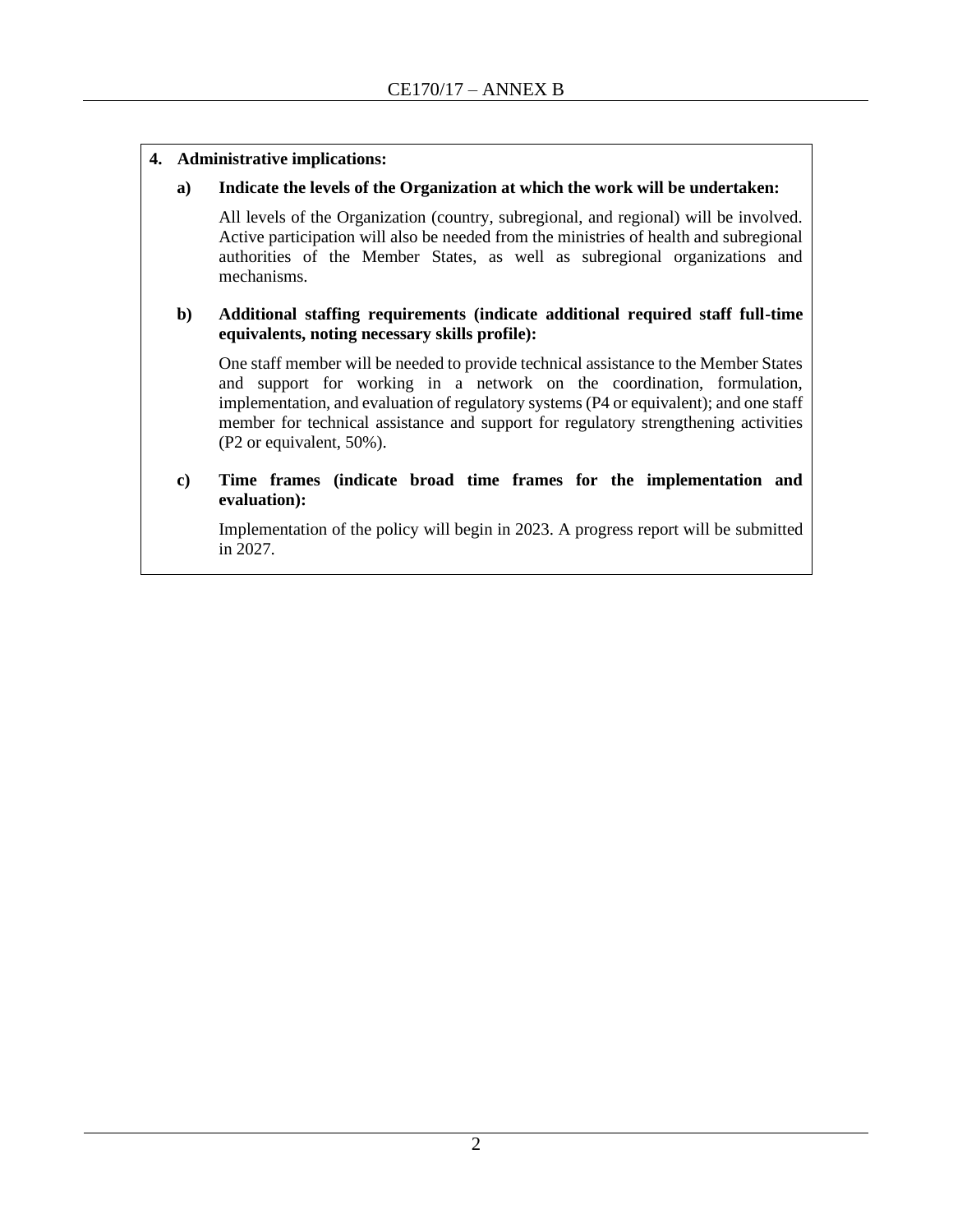**4. Administrative implications:**

**a) Indicate the levels of the Organization at which the work will be undertaken:**

All levels of the Organization (country, subregional, and regional) will be involved. Active participation will also be needed from the ministries of health and subregional authorities of the Member States, as well as subregional organizations and mechanisms.

**b) Additional staffing requirements (indicate additional required staff full-time equivalents, noting necessary skills profile):**

One staff member will be needed to provide technical assistance to the Member States and support for working in a network on the coordination, formulation, implementation, and evaluation of regulatory systems (P4 or equivalent); and one staff member for technical assistance and support for regulatory strengthening activities (P2 or equivalent, 50%).

**c) Time frames (indicate broad time frames for the implementation and evaluation):**

Implementation of the policy will begin in 2023. A progress report will be submitted in 2027.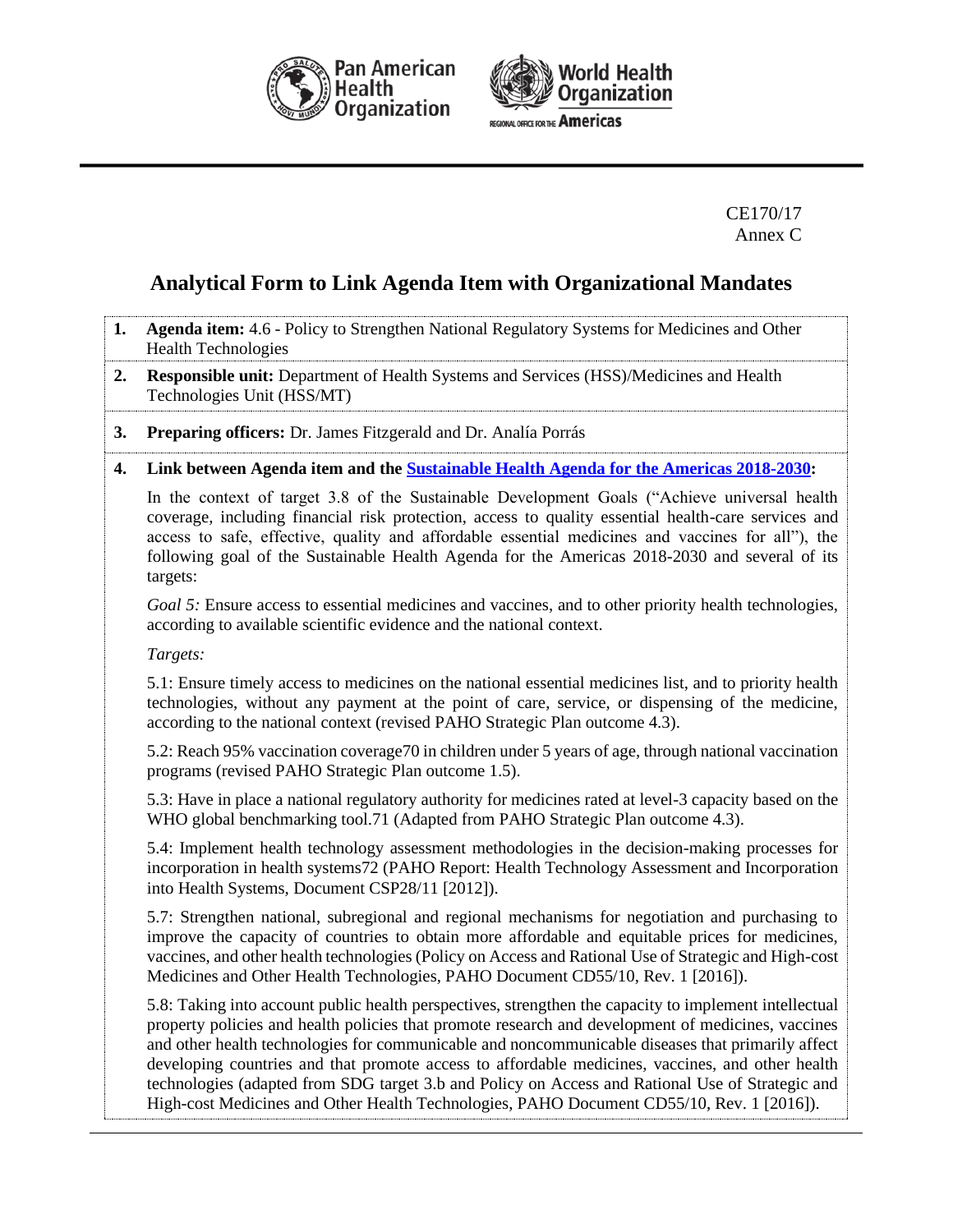CE170/17
Annex C

# Analytical Form to Link Agenda Item with Organizational Mandates

1. **Agenda item:** 4.6 - Policy to Strengthen National Regulatory Systems for Medicines and Other Health Technologies

2. **Responsible unit:** Department of Health Systems and Services (HSS)/Medicines and Health Technologies Unit (HSS/MT)

3. **Preparing officers:** Dr. James Fitzgerald and Dr. Analía Porrás

4. **Link between Agenda item and the Sustainable Health Agenda for the Americas 2018-2030:**

   In the context of target 3.8 of the Sustainable Development Goals ("Achieve universal health coverage, including financial risk protection, access to quality essential health-care services and access to safe, effective, quality and affordable essential medicines and vaccines for all"), the following goal of the Sustainable Health Agenda for the Americas 2018-2030 and several of its targets:

   *Goal 5:* Ensure access to essential medicines and vaccines, and to other priority health technologies, according to available scientific evidence and the national context.

   *Targets:*

   5.1: Ensure timely access to medicines on the national essential medicines list, and to priority health technologies, without any payment at the point of care, service, or dispensing of the medicine, according to the national context (revised PAHO Strategic Plan outcome 4.3).

   5.2: Reach 95% vaccination coverage70 in children under 5 years of age, through national vaccination programs (revised PAHO Strategic Plan outcome 1.5).

   5.3: Have in place a national regulatory authority for medicines rated at level-3 capacity based on the WHO global benchmarking tool.71 (Adapted from PAHO Strategic Plan outcome 4.3).

   5.4: Implement health technology assessment methodologies in the decision-making processes for incorporation in health systems72 (PAHO Report: Health Technology Assessment and Incorporation into Health Systems, Document CSP28/11 [2012]).

   5.7: Strengthen national, subregional and regional mechanisms for negotiation and purchasing to improve the capacity of countries to obtain more affordable and equitable prices for medicines, vaccines, and other health technologies (Policy on Access and Rational Use of Strategic and High-cost Medicines and Other Health Technologies, PAHO Document CD55/10, Rev. 1 [2016]).

   5.8: Taking into account public health perspectives, strengthen the capacity to implement intellectual property policies and health policies that promote research and development of medicines, vaccines and other health technologies for communicable and noncommunicable diseases that primarily affect developing countries and that promote access to affordable medicines, vaccines, and other health technologies (adapted from SDG target 3.b and Policy on Access and Rational Use of Strategic and High-cost Medicines and Other Health Technologies, PAHO Document CD55/10, Rev. 1 [2016]).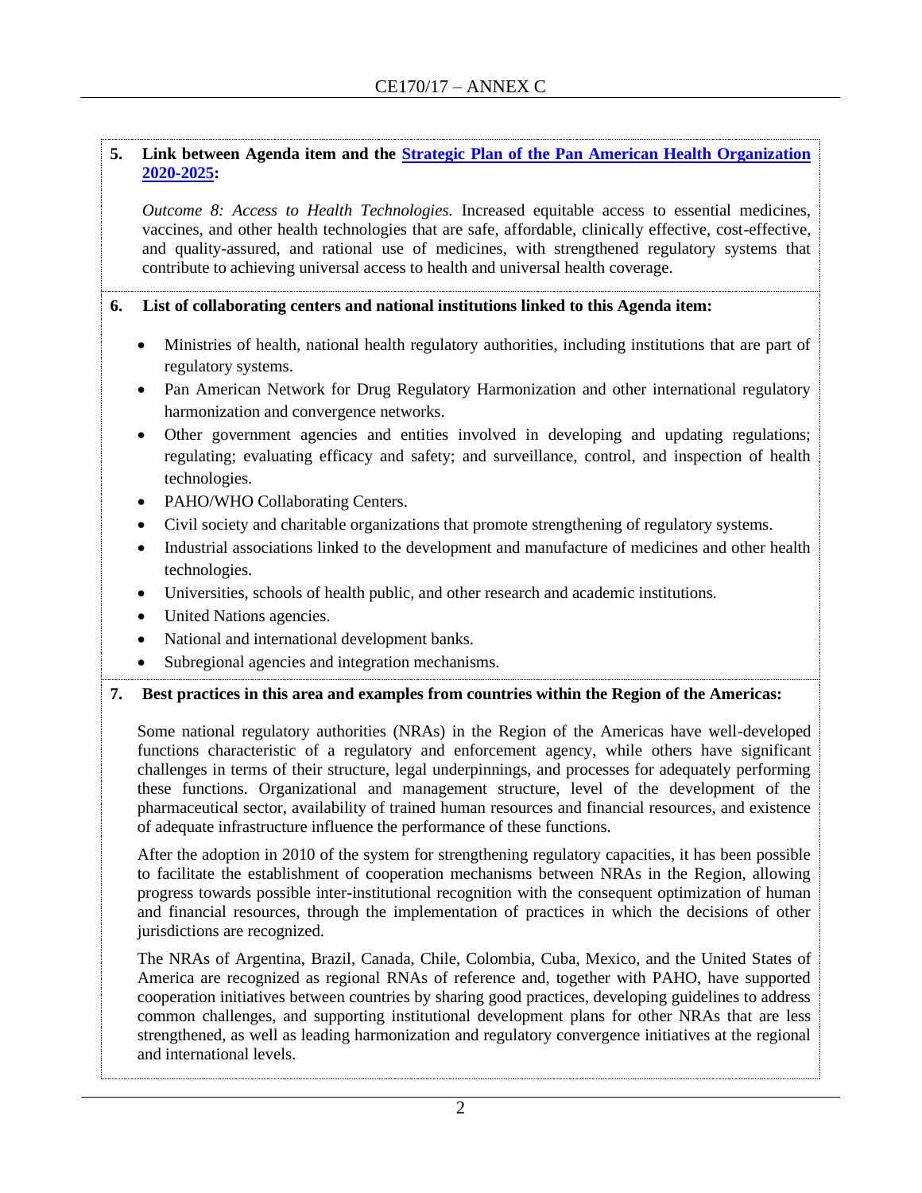**5. Link between Agenda item and the [Strategic Plan of the Pan American Health Organization 2020-2025](#):**

*Outcome 8: Access to Health Technologies.* Increased equitable access to essential medicines, vaccines, and other health technologies that are safe, affordable, clinically effective, cost-effective, and quality-assured, and rational use of medicines, with strengthened regulatory systems that contribute to achieving universal access to health and universal health coverage.

**6. List of collaborating centers and national institutions linked to this Agenda item:**

- Ministries of health, national health regulatory authorities, including institutions that are part of regulatory systems.
- Pan American Network for Drug Regulatory Harmonization and other international regulatory harmonization and convergence networks.
- Other government agencies and entities involved in developing and updating regulations; regulating; evaluating efficacy and safety; and surveillance, control, and inspection of health technologies.
- PAHO/WHO Collaborating Centers.
- Civil society and charitable organizations that promote strengthening of regulatory systems.
- Industrial associations linked to the development and manufacture of medicines and other health technologies.
- Universities, schools of health public, and other research and academic institutions.
- United Nations agencies.
- National and international development banks.
- Subregional agencies and integration mechanisms.

**7. Best practices in this area and examples from countries within the Region of the Americas:**

Some national regulatory authorities (NRAs) in the Region of the Americas have well-developed functions characteristic of a regulatory and enforcement agency, while others have significant challenges in terms of their structure, legal underpinnings, and processes for adequately performing these functions. Organizational and management structure, level of the development of the pharmaceutical sector, availability of trained human resources and financial resources, and existence of adequate infrastructure influence the performance of these functions.

After the adoption in 2010 of the system for strengthening regulatory capacities, it has been possible to facilitate the establishment of cooperation mechanisms between NRAs in the Region, allowing progress towards possible inter-institutional recognition with the consequent optimization of human and financial resources, through the implementation of practices in which the decisions of other jurisdictions are recognized.

The NRAs of Argentina, Brazil, Canada, Chile, Colombia, Cuba, Mexico, and the United States of America are recognized as regional RNAs of reference and, together with PAHO, have supported cooperation initiatives between countries by sharing good practices, developing guidelines to address common challenges, and supporting institutional development plans for other NRAs that are less strengthened, as well as leading harmonization and regulatory convergence initiatives at the regional and international levels.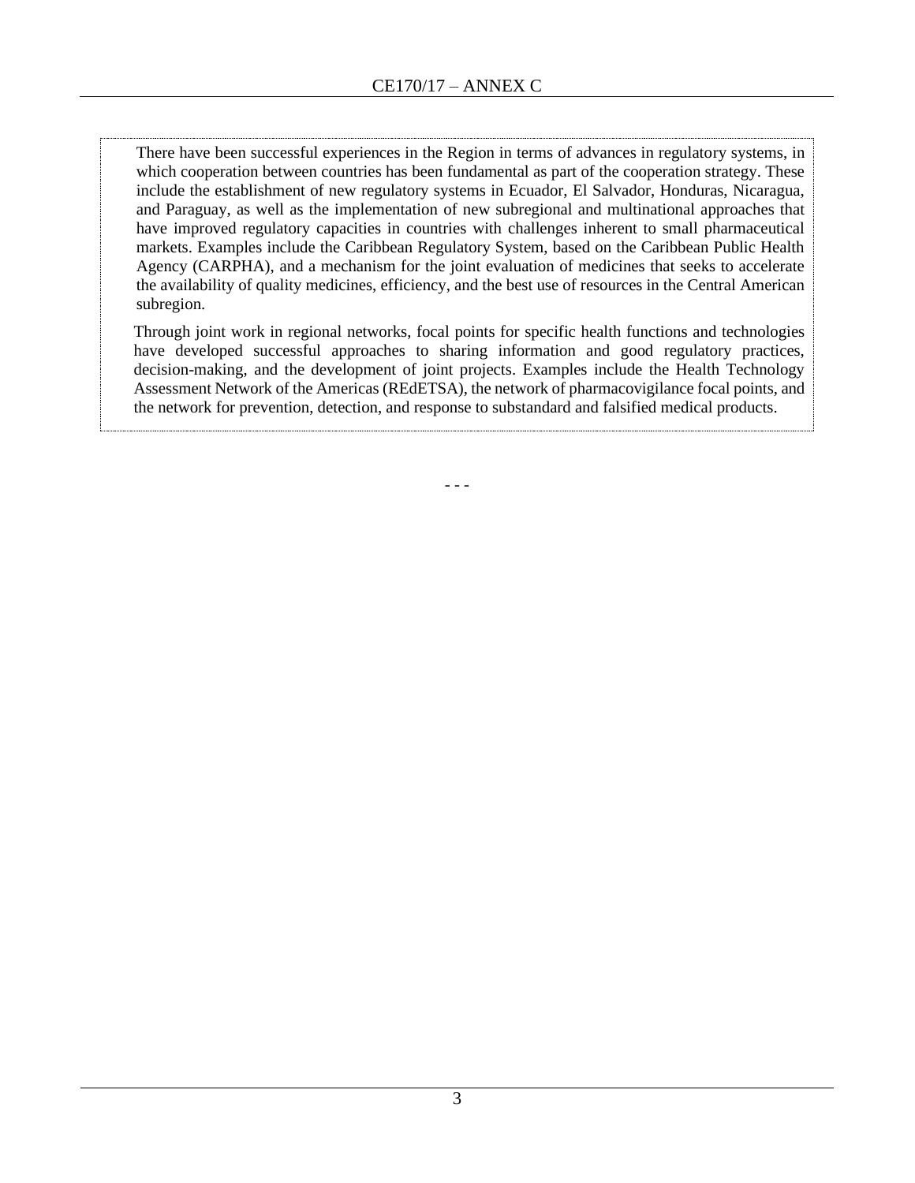There have been successful experiences in the Region in terms of advances in regulatory systems, in which cooperation between countries has been fundamental as part of the cooperation strategy. These include the establishment of new regulatory systems in Ecuador, El Salvador, Honduras, Nicaragua, and Paraguay, as well as the implementation of new subregional and multinational approaches that have improved regulatory capacities in countries with challenges inherent to small pharmaceutical markets. Examples include the Caribbean Regulatory System, based on the Caribbean Public Health Agency (CARPHA), and a mechanism for the joint evaluation of medicines that seeks to accelerate the availability of quality medicines, efficiency, and the best use of resources in the Central American subregion.

Through joint work in regional networks, focal points for specific health functions and technologies have developed successful approaches to sharing information and good regulatory practices, decision-making, and the development of joint projects. Examples include the Health Technology Assessment Network of the Americas (REdETSA), the network of pharmacovigilance focal points, and the network for prevention, detection, and response to substandard and falsified medical products.

- - -